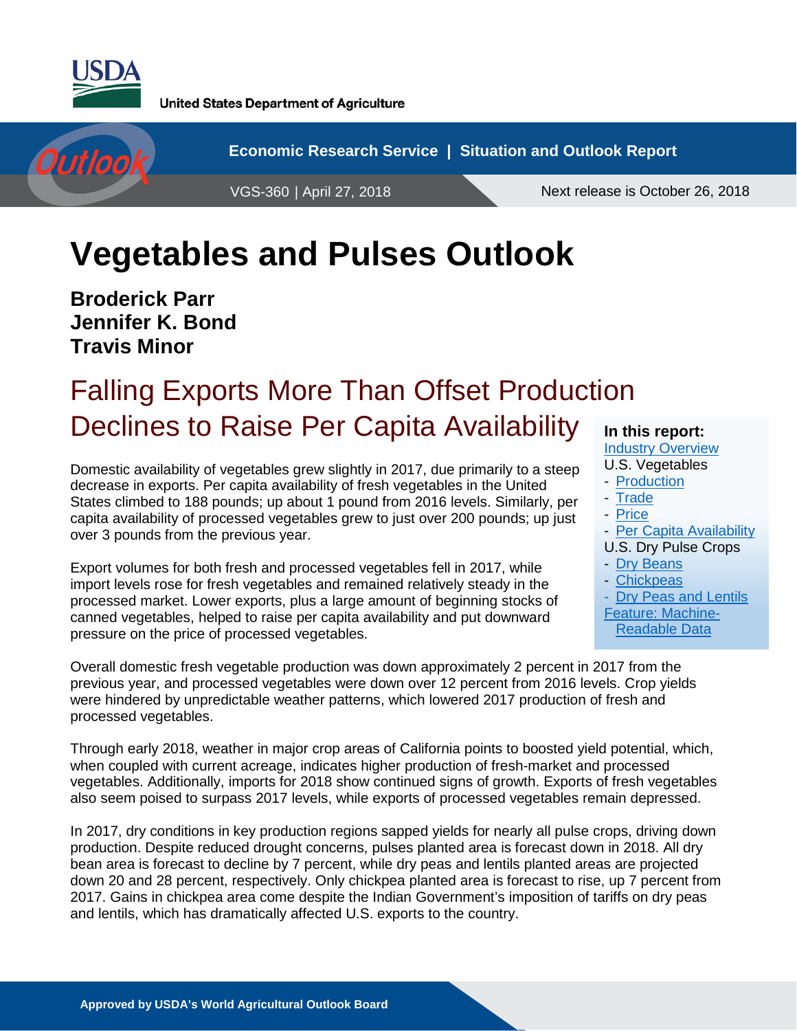United States Department of Agriculture

Economic Research Service | Situation and Outlook Report

VGS-360 | April 27, 2018

Next release is October 26, 2018

# Vegetables and Pulses Outlook

**Broderick Parr**
**Jennifer K. Bond**
**Travis Minor**

## Falling Exports More Than Offset Production Declines to Raise Per Capita Availability

**In this report:**
Industry Overview
U.S. Vegetables
- Production
- Trade
- Price
- Per Capita Availability

U.S. Dry Pulse Crops
- Dry Beans
- Chickpeas
- Dry Peas and Lentils

Feature: Machine-Readable Data

Domestic availability of vegetables grew slightly in 2017, due primarily to a steep decrease in exports. Per capita availability of fresh vegetables in the United States climbed to 188 pounds; up about 1 pound from 2016 levels. Similarly, per capita availability of processed vegetables grew to just over 200 pounds; up just over 3 pounds from the previous year.

Export volumes for both fresh and processed vegetables fell in 2017, while import levels rose for fresh vegetables and remained relatively steady in the processed market. Lower exports, plus a large amount of beginning stocks of canned vegetables, helped to raise per capita availability and put downward pressure on the price of processed vegetables.

Overall domestic fresh vegetable production was down approximately 2 percent in 2017 from the previous year, and processed vegetables were down over 12 percent from 2016 levels. Crop yields were hindered by unpredictable weather patterns, which lowered 2017 production of fresh and processed vegetables.

Through early 2018, weather in major crop areas of California points to boosted yield potential, which, when coupled with current acreage, indicates higher production of fresh-market and processed vegetables. Additionally, imports for 2018 show continued signs of growth. Exports of fresh vegetables also seem poised to surpass 2017 levels, while exports of processed vegetables remain depressed.

In 2017, dry conditions in key production regions sapped yields for nearly all pulse crops, driving down production. Despite reduced drought concerns, pulses planted area is forecast down in 2018. All dry bean area is forecast to decline by 7 percent, while dry peas and lentils planted areas are projected down 20 and 28 percent, respectively. Only chickpea planted area is forecast to rise, up 7 percent from 2017. Gains in chickpea area come despite the Indian Government's imposition of tariffs on dry peas and lentils, which has dramatically affected U.S. exports to the country.

Approved by USDA's World Agricultural Outlook Board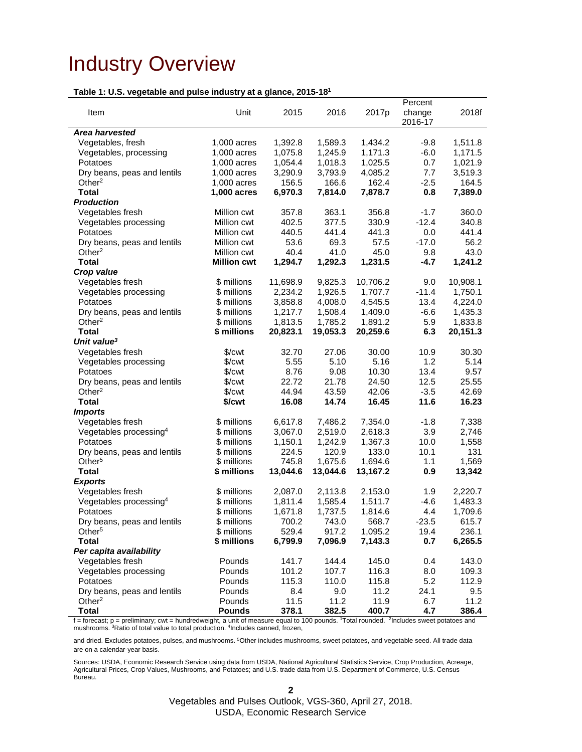# Industry Overview

**Table 1: U.S. vegetable and pulse industry at a glance, 2015-18[1]**

| Item | Unit | 2015 | 2016 | 2017p | Percent change 2016-17 | 2018f |
|---|---|---|---|---|---|---|
| ***Area harvested*** | | | | | | |
| Vegetables, fresh | 1,000 acres | 1,392.8 | 1,589.3 | 1,434.2 | -9.8 | 1,511.8 |
| Vegetables, processing | 1,000 acres | 1,075.8 | 1,245.9 | 1,171.3 | -6.0 | 1,171.5 |
| Potatoes | 1,000 acres | 1,054.4 | 1,018.3 | 1,025.5 | 0.7 | 1,021.9 |
| Dry beans, peas and lentils | 1,000 acres | 3,290.9 | 3,793.9 | 4,085.2 | 7.7 | 3,519.3 |
| Other[2] | 1,000 acres | 156.5 | 166.6 | 162.4 | -2.5 | 164.5 |
| **Total** | **1,000 acres** | **6,970.3** | **7,814.0** | **7,878.7** | **0.8** | **7,389.0** |
| ***Production*** | | | | | | |
| Vegetables fresh | Million cwt | 357.8 | 363.1 | 356.8 | -1.7 | 360.0 |
| Vegetables processing | Million cwt | 402.5 | 377.5 | 330.9 | -12.4 | 340.8 |
| Potatoes | Million cwt | 440.5 | 441.4 | 441.3 | 0.0 | 441.4 |
| Dry beans, peas and lentils | Million cwt | 53.6 | 69.3 | 57.5 | -17.0 | 56.2 |
| Other[2] | Million cwt | 40.4 | 41.0 | 45.0 | 9.8 | 43.0 |
| **Total** | **Million cwt** | **1,294.7** | **1,292.3** | **1,231.5** | **-4.7** | **1,241.2** |
| ***Crop value*** | | | | | | |
| Vegetables fresh | $ millions | 11,698.9 | 9,825.3 | 10,706.2 | 9.0 | 10,908.1 |
| Vegetables processing | $ millions | 2,234.2 | 1,926.5 | 1,707.7 | -11.4 | 1,750.1 |
| Potatoes | $ millions | 3,858.8 | 4,008.0 | 4,545.5 | 13.4 | 4,224.0 |
| Dry beans, peas and lentils | $ millions | 1,217.7 | 1,508.4 | 1,409.0 | -6.6 | 1,435.3 |
| Other[2] | $ millions | 1,813.5 | 1,785.2 | 1,891.2 | 5.9 | 1,833.8 |
| **Total** | **$ millions** | **20,823.1** | **19,053.3** | **20,259.6** | **6.3** | **20,151.3** |
| ***Unit value[3]*** | | | | | | |
| Vegetables fresh | $/cwt | 32.70 | 27.06 | 30.00 | 10.9 | 30.30 |
| Vegetables processing | $/cwt | 5.55 | 5.10 | 5.16 | 1.2 | 5.14 |
| Potatoes | $/cwt | 8.76 | 9.08 | 10.30 | 13.4 | 9.57 |
| Dry beans, peas and lentils | $/cwt | 22.72 | 21.78 | 24.50 | 12.5 | 25.55 |
| Other[2] | $/cwt | 44.94 | 43.59 | 42.06 | -3.5 | 42.69 |
| **Total** | **$/cwt** | **16.08** | **14.74** | **16.45** | **11.6** | **16.23** |
| ***Imports*** | | | | | | |
| Vegetables fresh | $ millions | 6,617.8 | 7,486.2 | 7,354.0 | -1.8 | 7,338 |
| Vegetables processing[4] | $ millions | 3,067.0 | 2,519.0 | 2,618.3 | 3.9 | 2,746 |
| Potatoes | $ millions | 1,150.1 | 1,242.9 | 1,367.3 | 10.0 | 1,558 |
| Dry beans, peas and lentils | $ millions | 224.5 | 120.9 | 133.0 | 10.1 | 131 |
| Other[5] | $ millions | 745.8 | 1,675.6 | 1,694.6 | 1.1 | 1,569 |
| **Total** | **$ millions** | **13,044.6** | **13,044.6** | **13,167.2** | **0.9** | **13,342** |
| ***Exports*** | | | | | | |
| Vegetables fresh | $ millions | 2,087.0 | 2,113.8 | 2,153.0 | 1.9 | 2,220.7 |
| Vegetables processing[4] | $ millions | 1,811.4 | 1,585.4 | 1,511.7 | -4.6 | 1,483.3 |
| Potatoes | $ millions | 1,671.8 | 1,737.5 | 1,814.6 | 4.4 | 1,709.6 |
| Dry beans, peas and lentils | $ millions | 700.2 | 743.0 | 568.7 | -23.5 | 615.7 |
| Other[5] | $ millions | 529.4 | 917.2 | 1,095.2 | 19.4 | 236.1 |
| **Total** | **$ millions** | **6,799.9** | **7,096.9** | **7,143.3** | **0.7** | **6,265.5** |
| ***Per capita availability*** | | | | | | |
| Vegetables fresh | Pounds | 141.7 | 144.4 | 145.0 | 0.4 | 143.0 |
| Vegetables processing | Pounds | 101.2 | 107.7 | 116.3 | 8.0 | 109.3 |
| Potatoes | Pounds | 115.3 | 110.0 | 115.8 | 5.2 | 112.9 |
| Dry beans, peas and lentils | Pounds | 8.4 | 9.0 | 11.2 | 24.1 | 9.5 |
| Other[2] | Pounds | 11.5 | 11.2 | 11.9 | 6.7 | 11.2 |
| **Total** | **Pounds** | **378.1** | **382.5** | **400.7** | **4.7** | **386.4** |

f = forecast; p = preliminary; cwt = hundredweight, a unit of measure equal to 100 pounds. [1]Total rounded. [2]Includes sweet potatoes and mushrooms. [3]Ratio of total value to total production. [4]Includes canned, frozen,

and dried. Excludes potatoes, pulses, and mushrooms. [5]Other includes mushrooms, sweet potatoes, and vegetable seed. All trade data are on a calendar-year basis.

Sources: USDA, Economic Research Service using data from USDA, National Agricultural Statistics Service, Crop Production, Acreage, Agricultural Prices, Crop Values, Mushrooms, and Potatoes; and U.S. trade data from U.S. Department of Commerce, U.S. Census Bureau.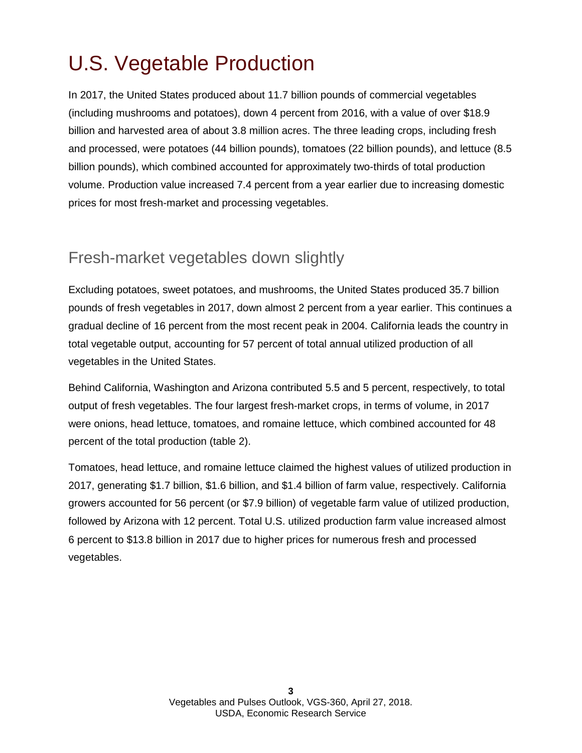# U.S. Vegetable Production

In 2017, the United States produced about 11.7 billion pounds of commercial vegetables (including mushrooms and potatoes), down 4 percent from 2016, with a value of over $18.9 billion and harvested area of about 3.8 million acres. The three leading crops, including fresh and processed, were potatoes (44 billion pounds), tomatoes (22 billion pounds), and lettuce (8.5 billion pounds), which combined accounted for approximately two-thirds of total production volume. Production value increased 7.4 percent from a year earlier due to increasing domestic prices for most fresh-market and processing vegetables.

## Fresh-market vegetables down slightly

Excluding potatoes, sweet potatoes, and mushrooms, the United States produced 35.7 billion pounds of fresh vegetables in 2017, down almost 2 percent from a year earlier. This continues a gradual decline of 16 percent from the most recent peak in 2004. California leads the country in total vegetable output, accounting for 57 percent of total annual utilized production of all vegetables in the United States.

Behind California, Washington and Arizona contributed 5.5 and 5 percent, respectively, to total output of fresh vegetables. The four largest fresh-market crops, in terms of volume, in 2017 were onions, head lettuce, tomatoes, and romaine lettuce, which combined accounted for 48 percent of the total production (table 2).

Tomatoes, head lettuce, and romaine lettuce claimed the highest values of utilized production in 2017, generating $1.7 billion, $1.6 billion, and $1.4 billion of farm value, respectively. California growers accounted for 56 percent (or $7.9 billion) of vegetable farm value of utilized production, followed by Arizona with 12 percent. Total U.S. utilized production farm value increased almost 6 percent to $13.8 billion in 2017 due to higher prices for numerous fresh and processed vegetables.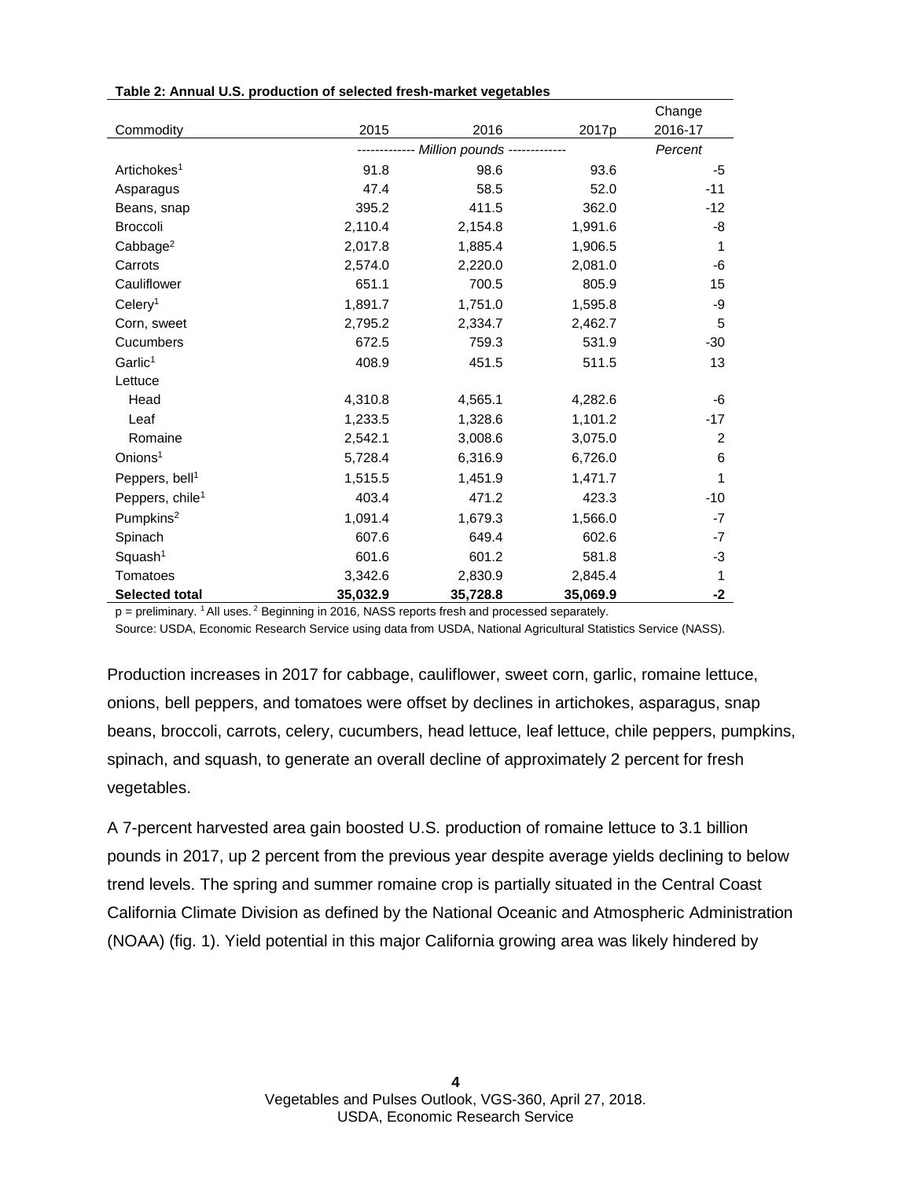**Table 2: Annual U.S. production of selected fresh-market vegetables**

| Commodity | 2015 | 2016 | 2017p | Change 2016-17 |
|---|---|---|---|---|
| | *Million pounds* | | | *Percent* |
| Artichokes[1] | 91.8 | 98.6 | 93.6 | -5 |
| Asparagus | 47.4 | 58.5 | 52.0 | -11 |
| Beans, snap | 395.2 | 411.5 | 362.0 | -12 |
| Broccoli | 2,110.4 | 2,154.8 | 1,991.6 | -8 |
| Cabbage[2] | 2,017.8 | 1,885.4 | 1,906.5 | 1 |
| Carrots | 2,574.0 | 2,220.0 | 2,081.0 | -6 |
| Cauliflower | 651.1 | 700.5 | 805.9 | 15 |
| Celery[1] | 1,891.7 | 1,751.0 | 1,595.8 | -9 |
| Corn, sweet | 2,795.2 | 2,334.7 | 2,462.7 | 5 |
| Cucumbers | 672.5 | 759.3 | 531.9 | -30 |
| Garlic[1] | 408.9 | 451.5 | 511.5 | 13 |
| Lettuce | | | | |
| Head | 4,310.8 | 4,565.1 | 4,282.6 | -6 |
| Leaf | 1,233.5 | 1,328.6 | 1,101.2 | -17 |
| Romaine | 2,542.1 | 3,008.6 | 3,075.0 | 2 |
| Onions[1] | 5,728.4 | 6,316.9 | 6,726.0 | 6 |
| Peppers, bell[1] | 1,515.5 | 1,451.9 | 1,471.7 | 1 |
| Peppers, chile[1] | 403.4 | 471.2 | 423.3 | -10 |
| Pumpkins[2] | 1,091.4 | 1,679.3 | 1,566.0 | -7 |
| Spinach | 607.6 | 649.4 | 602.6 | -7 |
| Squash[1] | 601.6 | 601.2 | 581.8 | -3 |
| Tomatoes | 3,342.6 | 2,830.9 | 2,845.4 | 1 |
| **Selected total** | **35,032.9** | **35,728.8** | **35,069.9** | **-2** |

p = preliminary. [1] All uses. [2] Beginning in 2016, NASS reports fresh and processed separately.

Source: USDA, Economic Research Service using data from USDA, National Agricultural Statistics Service (NASS).

Production increases in 2017 for cabbage, cauliflower, sweet corn, garlic, romaine lettuce, onions, bell peppers, and tomatoes were offset by declines in artichokes, asparagus, snap beans, broccoli, carrots, celery, cucumbers, head lettuce, leaf lettuce, chile peppers, pumpkins, spinach, and squash, to generate an overall decline of approximately 2 percent for fresh vegetables.

A 7-percent harvested area gain boosted U.S. production of romaine lettuce to 3.1 billion pounds in 2017, up 2 percent from the previous year despite average yields declining to below trend levels. The spring and summer romaine crop is partially situated in the Central Coast California Climate Division as defined by the National Oceanic and Atmospheric Administration (NOAA) (fig. 1). Yield potential in this major California growing area was likely hindered by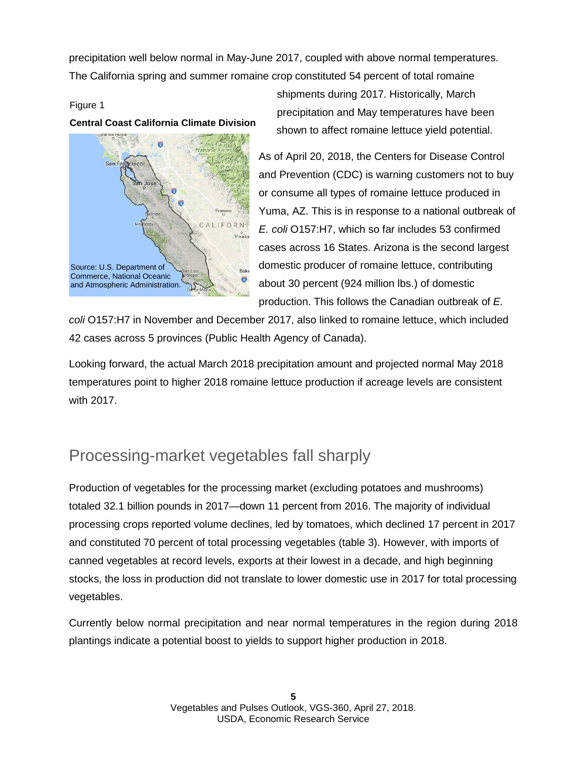precipitation well below normal in May-June 2017, coupled with above normal temperatures. The California spring and summer romaine crop constituted 54 percent of total romaine shipments during 2017. Historically, March precipitation and May temperatures have been shown to affect romaine lettuce yield potential.

Figure 1

**Central Coast California Climate Division**

Source: U.S. Department of Commerce, National Oceanic and Atmospheric Administration.

As of April 20, 2018, the Centers for Disease Control and Prevention (CDC) is warning customers not to buy or consume all types of romaine lettuce produced in Yuma, AZ. This is in response to a national outbreak of *E. coli* O157:H7, which so far includes 53 confirmed cases across 16 States. Arizona is the second largest domestic producer of romaine lettuce, contributing about 30 percent (924 million lbs.) of domestic production. This follows the Canadian outbreak of *E. coli* O157:H7 in November and December 2017, also linked to romaine lettuce, which included 42 cases across 5 provinces (Public Health Agency of Canada).

Looking forward, the actual March 2018 precipitation amount and projected normal May 2018 temperatures point to higher 2018 romaine lettuce production if acreage levels are consistent with 2017.

## Processing-market vegetables fall sharply

Production of vegetables for the processing market (excluding potatoes and mushrooms) totaled 32.1 billion pounds in 2017—down 11 percent from 2016. The majority of individual processing crops reported volume declines, led by tomatoes, which declined 17 percent in 2017 and constituted 70 percent of total processing vegetables (table 3). However, with imports of canned vegetables at record levels, exports at their lowest in a decade, and high beginning stocks, the loss in production did not translate to lower domestic use in 2017 for total processing vegetables.

Currently below normal precipitation and near normal temperatures in the region during 2018 plantings indicate a potential boost to yields to support higher production in 2018.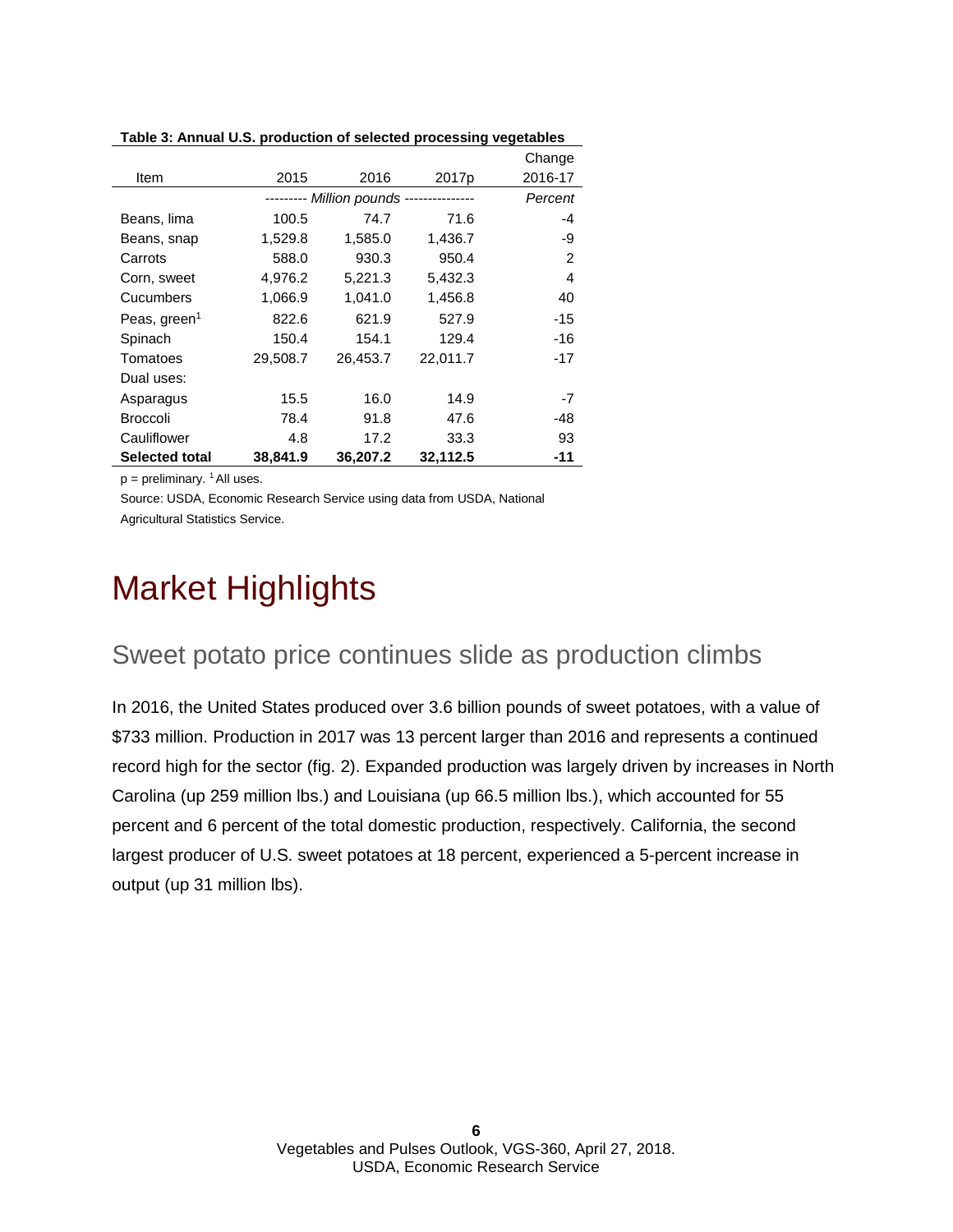**Table 3: Annual U.S. production of selected processing vegetables**

| Item | 2015 | 2016 | 2017p | Change 2016-17 |
|---|---|---|---|---|
| | *Million pounds* | | | *Percent* |
| Beans, lima | 100.5 | 74.7 | 71.6 | -4 |
| Beans, snap | 1,529.8 | 1,585.0 | 1,436.7 | -9 |
| Carrots | 588.0 | 930.3 | 950.4 | 2 |
| Corn, sweet | 4,976.2 | 5,221.3 | 5,432.3 | 4 |
| Cucumbers | 1,066.9 | 1,041.0 | 1,456.8 | 40 |
| Peas, green[1] | 822.6 | 621.9 | 527.9 | -15 |
| Spinach | 150.4 | 154.1 | 129.4 | -16 |
| Tomatoes | 29,508.7 | 26,453.7 | 22,011.7 | -17 |
| Dual uses: | | | | |
| Asparagus | 15.5 | 16.0 | 14.9 | -7 |
| Broccoli | 78.4 | 91.8 | 47.6 | -48 |
| Cauliflower | 4.8 | 17.2 | 33.3 | 93 |
| **Selected total** | **38,841.9** | **36,207.2** | **32,112.5** | **-11** |

p = preliminary. [1] All uses.

Source: USDA, Economic Research Service using data from USDA, National Agricultural Statistics Service.

# Market Highlights

## Sweet potato price continues slide as production climbs

In 2016, the United States produced over 3.6 billion pounds of sweet potatoes, with a value of $733 million. Production in 2017 was 13 percent larger than 2016 and represents a continued record high for the sector (fig. 2). Expanded production was largely driven by increases in North Carolina (up 259 million lbs.) and Louisiana (up 66.5 million lbs.), which accounted for 55 percent and 6 percent of the total domestic production, respectively. California, the second largest producer of U.S. sweet potatoes at 18 percent, experienced a 5-percent increase in output (up 31 million lbs).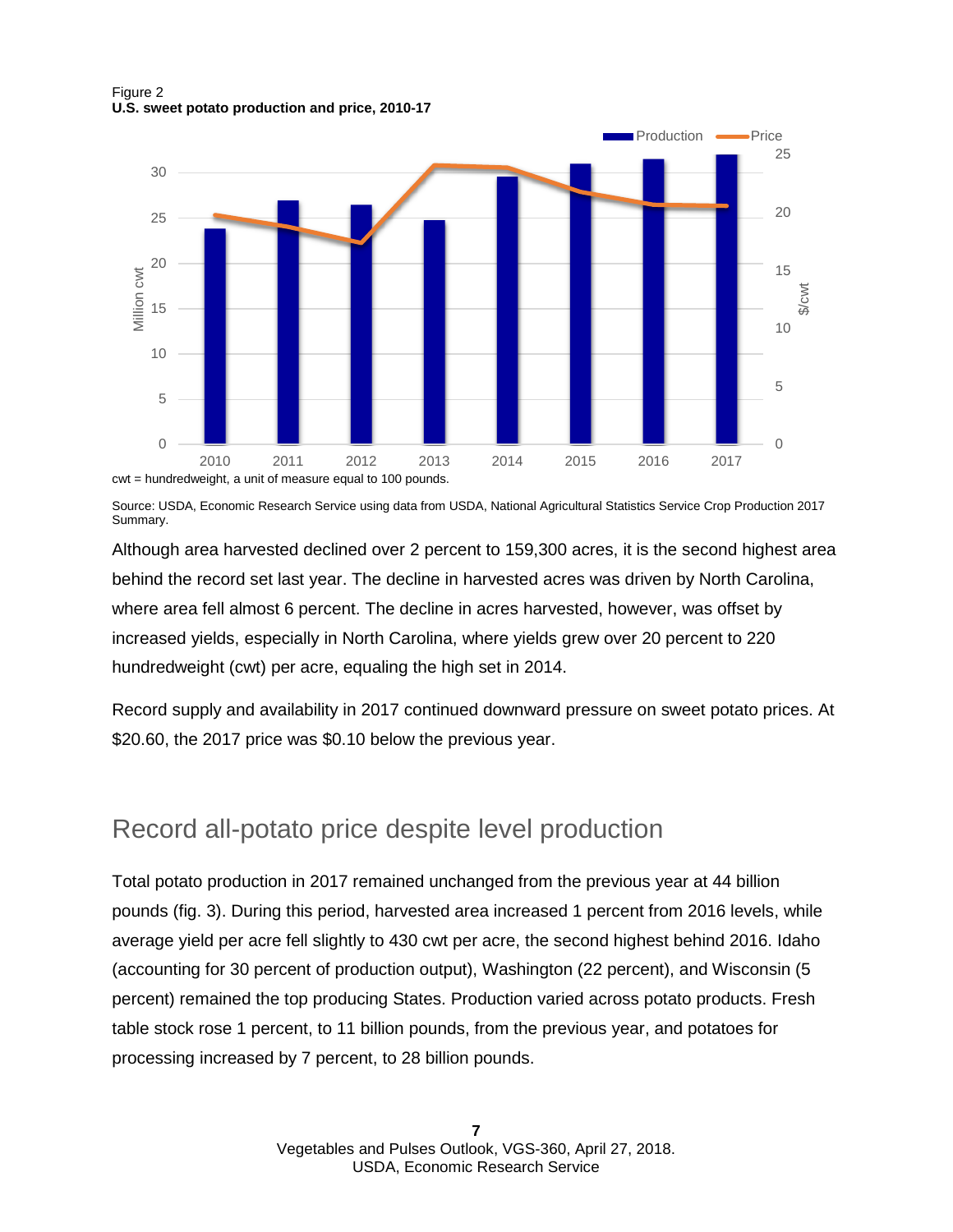Figure 2
**U.S. sweet potato production and price, 2010-17**

cwt = hundredweight, a unit of measure equal to 100 pounds.

Source: USDA, Economic Research Service using data from USDA, National Agricultural Statistics Service Crop Production 2017 Summary.

Although area harvested declined over 2 percent to 159,300 acres, it is the second highest area behind the record set last year. The decline in harvested acres was driven by North Carolina, where area fell almost 6 percent. The decline in acres harvested, however, was offset by increased yields, especially in North Carolina, where yields grew over 20 percent to 220 hundredweight (cwt) per acre, equaling the high set in 2014.

Record supply and availability in 2017 continued downward pressure on sweet potato prices. At $20.60, the 2017 price was $0.10 below the previous year.

## Record all-potato price despite level production

Total potato production in 2017 remained unchanged from the previous year at 44 billion pounds (fig. 3). During this period, harvested area increased 1 percent from 2016 levels, while average yield per acre fell slightly to 430 cwt per acre, the second highest behind 2016. Idaho (accounting for 30 percent of production output), Washington (22 percent), and Wisconsin (5 percent) remained the top producing States. Production varied across potato products. Fresh table stock rose 1 percent, to 11 billion pounds, from the previous year, and potatoes for processing increased by 7 percent, to 28 billion pounds.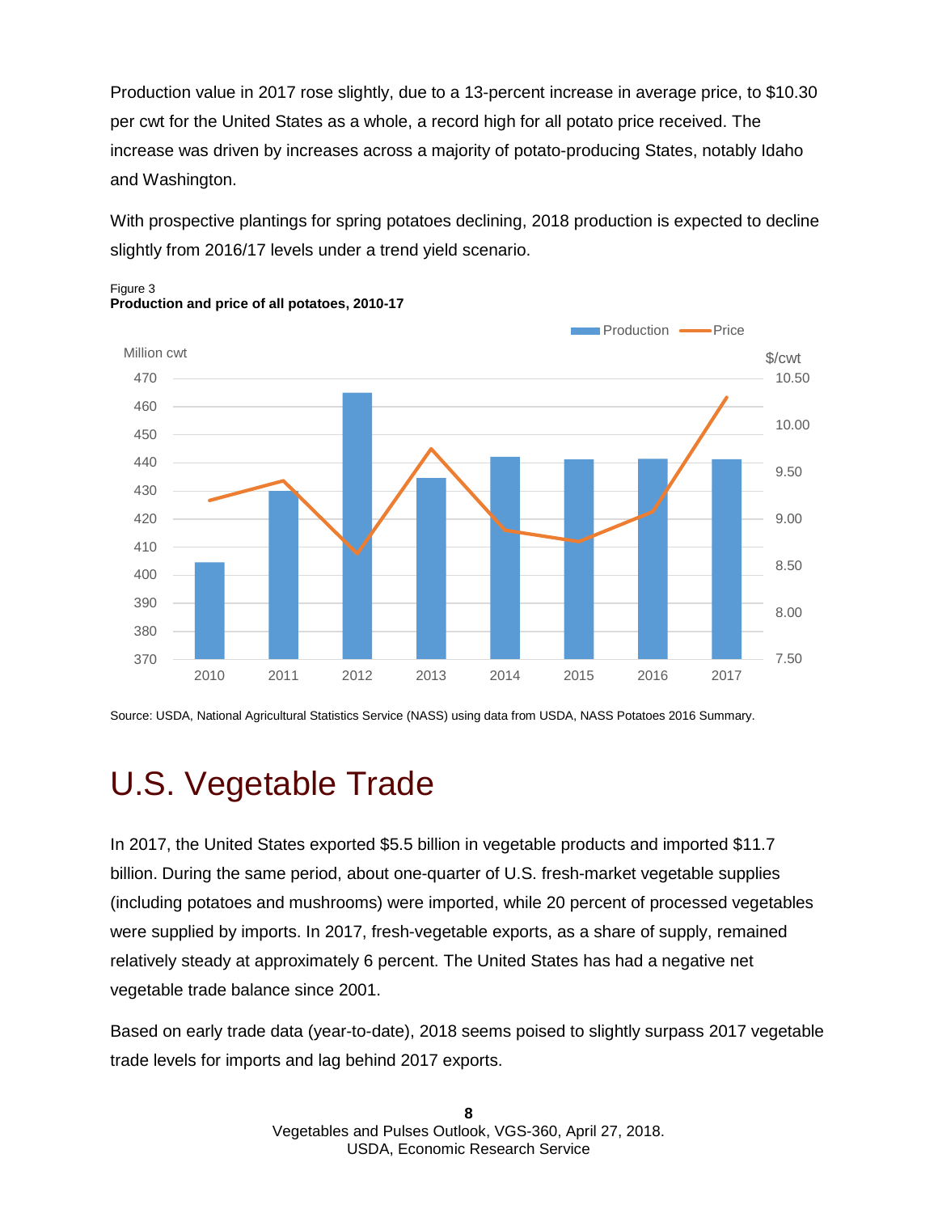Production value in 2017 rose slightly, due to a 13-percent increase in average price, to $10.30 per cwt for the United States as a whole, a record high for all potato price received. The increase was driven by increases across a majority of potato-producing States, notably Idaho and Washington.

With prospective plantings for spring potatoes declining, 2018 production is expected to decline slightly from 2016/17 levels under a trend yield scenario.

Figure 3
**Production and price of all potatoes, 2010-17**

Source: USDA, National Agricultural Statistics Service (NASS) using data from USDA, NASS Potatoes 2016 Summary.

# U.S. Vegetable Trade

In 2017, the United States exported $5.5 billion in vegetable products and imported $11.7 billion. During the same period, about one-quarter of U.S. fresh-market vegetable supplies (including potatoes and mushrooms) were imported, while 20 percent of processed vegetables were supplied by imports. In 2017, fresh-vegetable exports, as a share of supply, remained relatively steady at approximately 6 percent. The United States has had a negative net vegetable trade balance since 2001.

Based on early trade data (year-to-date), 2018 seems poised to slightly surpass 2017 vegetable trade levels for imports and lag behind 2017 exports.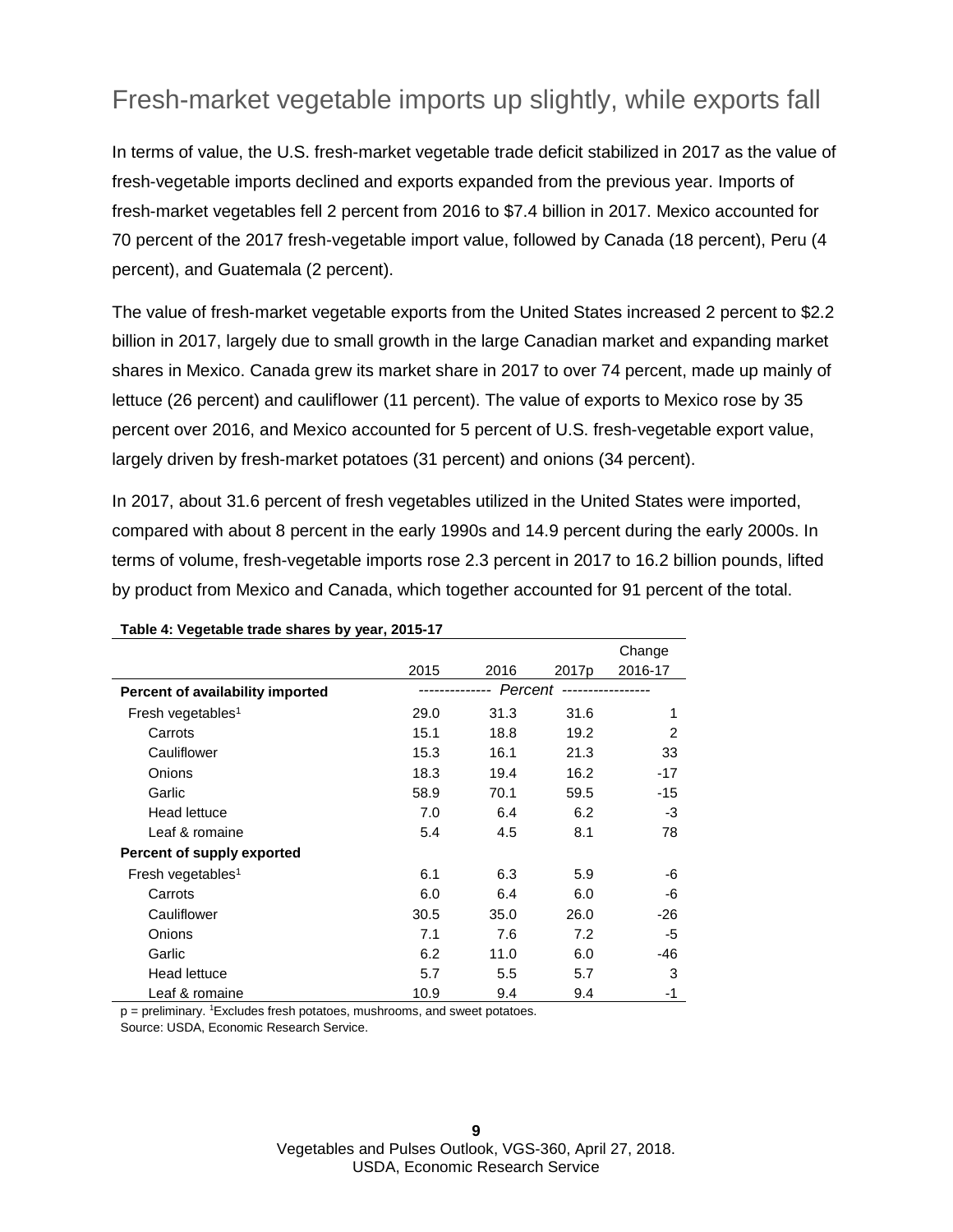## Fresh-market vegetable imports up slightly, while exports fall

In terms of value, the U.S. fresh-market vegetable trade deficit stabilized in 2017 as the value of fresh-vegetable imports declined and exports expanded from the previous year. Imports of fresh-market vegetables fell 2 percent from 2016 to $7.4 billion in 2017. Mexico accounted for 70 percent of the 2017 fresh-vegetable import value, followed by Canada (18 percent), Peru (4 percent), and Guatemala (2 percent).

The value of fresh-market vegetable exports from the United States increased 2 percent to $2.2 billion in 2017, largely due to small growth in the large Canadian market and expanding market shares in Mexico. Canada grew its market share in 2017 to over 74 percent, made up mainly of lettuce (26 percent) and cauliflower (11 percent). The value of exports to Mexico rose by 35 percent over 2016, and Mexico accounted for 5 percent of U.S. fresh-vegetable export value, largely driven by fresh-market potatoes (31 percent) and onions (34 percent).

In 2017, about 31.6 percent of fresh vegetables utilized in the United States were imported, compared with about 8 percent in the early 1990s and 14.9 percent during the early 2000s. In terms of volume, fresh-vegetable imports rose 2.3 percent in 2017 to 16.2 billion pounds, lifted by product from Mexico and Canada, which together accounted for 91 percent of the total.

**Table 4: Vegetable trade shares by year, 2015-17**

| | 2015 | 2016 | 2017p | Change 2016-17 |
|---|---|---|---|---|
| **Percent of availability imported** | *Percent* | | | |
| Fresh vegetables[1] | 29.0 | 31.3 | 31.6 | 1 |
| Carrots | 15.1 | 18.8 | 19.2 | 2 |
| Cauliflower | 15.3 | 16.1 | 21.3 | 33 |
| Onions | 18.3 | 19.4 | 16.2 | -17 |
| Garlic | 58.9 | 70.1 | 59.5 | -15 |
| Head lettuce | 7.0 | 6.4 | 6.2 | -3 |
| Leaf & romaine | 5.4 | 4.5 | 8.1 | 78 |
| **Percent of supply exported** | | | | |
| Fresh vegetables[1] | 6.1 | 6.3 | 5.9 | -6 |
| Carrots | 6.0 | 6.4 | 6.0 | -6 |
| Cauliflower | 30.5 | 35.0 | 26.0 | -26 |
| Onions | 7.1 | 7.6 | 7.2 | -5 |
| Garlic | 6.2 | 11.0 | 6.0 | -46 |
| Head lettuce | 5.7 | 5.5 | 5.7 | 3 |
| Leaf & romaine | 10.9 | 9.4 | 9.4 | -1 |

p = preliminary. [1]Excludes fresh potatoes, mushrooms, and sweet potatoes.

Source: USDA, Economic Research Service.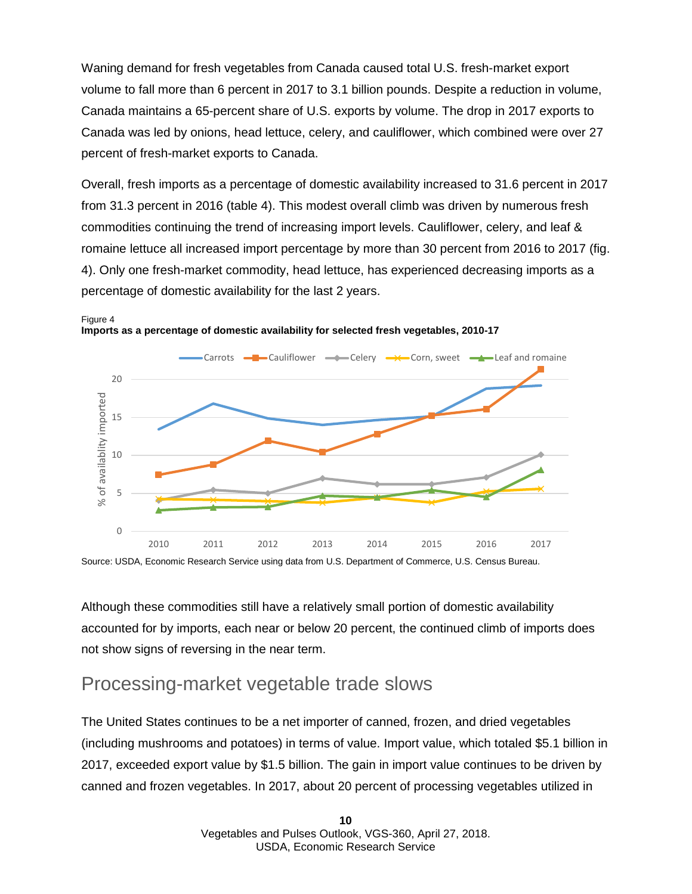Waning demand for fresh vegetables from Canada caused total U.S. fresh-market export volume to fall more than 6 percent in 2017 to 3.1 billion pounds. Despite a reduction in volume, Canada maintains a 65-percent share of U.S. exports by volume. The drop in 2017 exports to Canada was led by onions, head lettuce, celery, and cauliflower, which combined were over 27 percent of fresh-market exports to Canada.

Overall, fresh imports as a percentage of domestic availability increased to 31.6 percent in 2017 from 31.3 percent in 2016 (table 4). This modest overall climb was driven by numerous fresh commodities continuing the trend of increasing import levels. Cauliflower, celery, and leaf & romaine lettuce all increased import percentage by more than 30 percent from 2016 to 2017 (fig. 4). Only one fresh-market commodity, head lettuce, has experienced decreasing imports as a percentage of domestic availability for the last 2 years.

Figure 4
**Imports as a percentage of domestic availability for selected fresh vegetables, 2010-17**

Source: USDA, Economic Research Service using data from U.S. Department of Commerce, U.S. Census Bureau.

Although these commodities still have a relatively small portion of domestic availability accounted for by imports, each near or below 20 percent, the continued climb of imports does not show signs of reversing in the near term.

## Processing-market vegetable trade slows

The United States continues to be a net importer of canned, frozen, and dried vegetables (including mushrooms and potatoes) in terms of value. Import value, which totaled $5.1 billion in 2017, exceeded export value by $1.5 billion. The gain in import value continues to be driven by canned and frozen vegetables. In 2017, about 20 percent of processing vegetables utilized in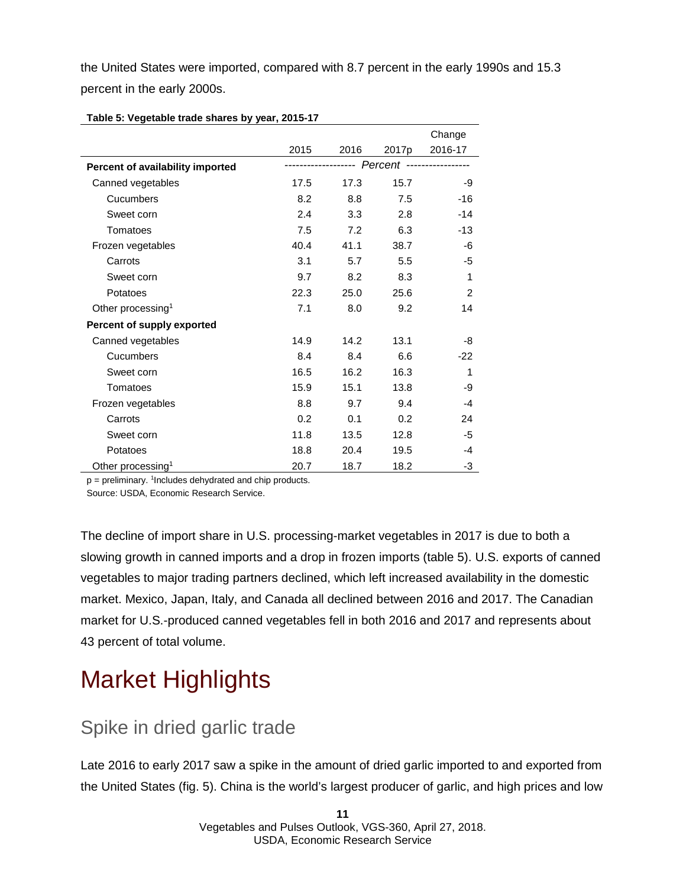the United States were imported, compared with 8.7 percent in the early 1990s and 15.3 percent in the early 2000s.

**Table 5: Vegetable trade shares by year, 2015-17**

| | 2015 | 2016 | 2017p | Change 2016-17 |
|---|---|---|---|---|
| **Percent of availability imported** | *Percent* | | | |
| Canned vegetables | 17.5 | 17.3 | 15.7 | -9 |
| Cucumbers | 8.2 | 8.8 | 7.5 | -16 |
| Sweet corn | 2.4 | 3.3 | 2.8 | -14 |
| Tomatoes | 7.5 | 7.2 | 6.3 | -13 |
| Frozen vegetables | 40.4 | 41.1 | 38.7 | -6 |
| Carrots | 3.1 | 5.7 | 5.5 | -5 |
| Sweet corn | 9.7 | 8.2 | 8.3 | 1 |
| Potatoes | 22.3 | 25.0 | 25.6 | 2 |
| Other processing[1] | 7.1 | 8.0 | 9.2 | 14 |
| **Percent of supply exported** | | | | |
| Canned vegetables | 14.9 | 14.2 | 13.1 | -8 |
| Cucumbers | 8.4 | 8.4 | 6.6 | -22 |
| Sweet corn | 16.5 | 16.2 | 16.3 | 1 |
| Tomatoes | 15.9 | 15.1 | 13.8 | -9 |
| Frozen vegetables | 8.8 | 9.7 | 9.4 | -4 |
| Carrots | 0.2 | 0.1 | 0.2 | 24 |
| Sweet corn | 11.8 | 13.5 | 12.8 | -5 |
| Potatoes | 18.8 | 20.4 | 19.5 | -4 |
| Other processing[1] | 20.7 | 18.7 | 18.2 | -3 |

p = preliminary. [1]Includes dehydrated and chip products.

Source: USDA, Economic Research Service.

The decline of import share in U.S. processing-market vegetables in 2017 is due to both a slowing growth in canned imports and a drop in frozen imports (table 5). U.S. exports of canned vegetables to major trading partners declined, which left increased availability in the domestic market. Mexico, Japan, Italy, and Canada all declined between 2016 and 2017. The Canadian market for U.S.-produced canned vegetables fell in both 2016 and 2017 and represents about 43 percent of total volume.

# Market Highlights

## Spike in dried garlic trade

Late 2016 to early 2017 saw a spike in the amount of dried garlic imported to and exported from the United States (fig. 5). China is the world's largest producer of garlic, and high prices and low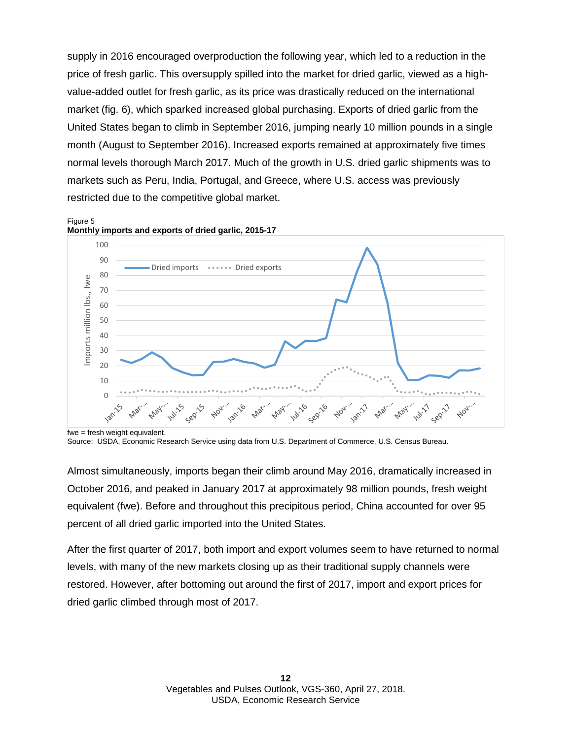supply in 2016 encouraged overproduction the following year, which led to a reduction in the price of fresh garlic. This oversupply spilled into the market for dried garlic, viewed as a high-value-added outlet for fresh garlic, as its price was drastically reduced on the international market (fig. 6), which sparked increased global purchasing. Exports of dried garlic from the United States began to climb in September 2016, jumping nearly 10 million pounds in a single month (August to September 2016). Increased exports remained at approximately five times normal levels thorough March 2017. Much of the growth in U.S. dried garlic shipments was to markets such as Peru, India, Portugal, and Greece, where U.S. access was previously restricted due to the competitive global market.

Figure 5
**Monthly imports and exports of dried garlic, 2015-17**

fwe = fresh weight equivalent.
Source: USDA, Economic Research Service using data from U.S. Department of Commerce, U.S. Census Bureau.

Almost simultaneously, imports began their climb around May 2016, dramatically increased in October 2016, and peaked in January 2017 at approximately 98 million pounds, fresh weight equivalent (fwe). Before and throughout this precipitous period, China accounted for over 95 percent of all dried garlic imported into the United States.

After the first quarter of 2017, both import and export volumes seem to have returned to normal levels, with many of the new markets closing up as their traditional supply channels were restored. However, after bottoming out around the first of 2017, import and export prices for dried garlic climbed through most of 2017.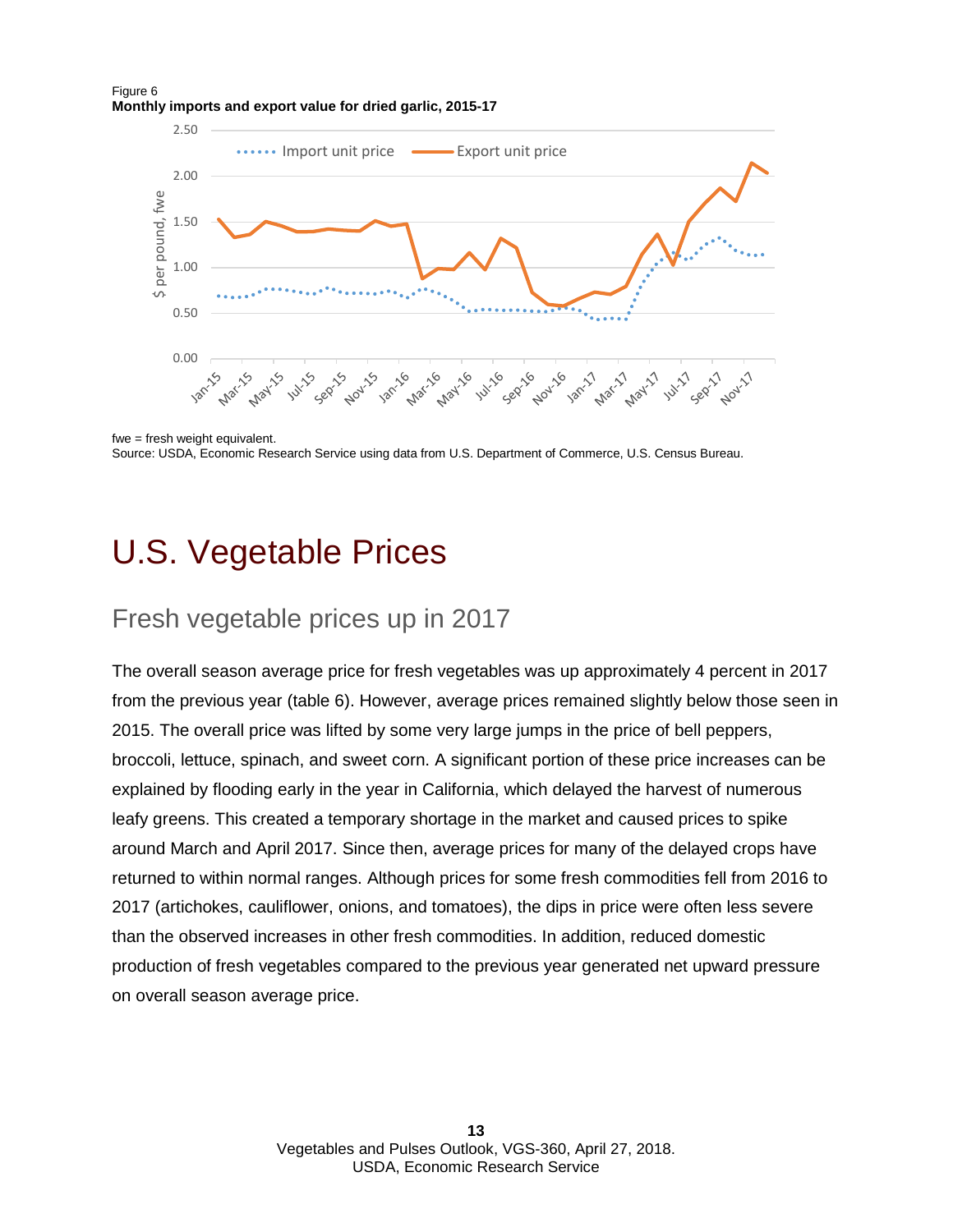Figure 6
**Monthly imports and export value for dried garlic, 2015-17**

fwe = fresh weight equivalent.
Source: USDA, Economic Research Service using data from U.S. Department of Commerce, U.S. Census Bureau.

# U.S. Vegetable Prices

## Fresh vegetable prices up in 2017

The overall season average price for fresh vegetables was up approximately 4 percent in 2017 from the previous year (table 6). However, average prices remained slightly below those seen in 2015. The overall price was lifted by some very large jumps in the price of bell peppers, broccoli, lettuce, spinach, and sweet corn. A significant portion of these price increases can be explained by flooding early in the year in California, which delayed the harvest of numerous leafy greens. This created a temporary shortage in the market and caused prices to spike around March and April 2017. Since then, average prices for many of the delayed crops have returned to within normal ranges. Although prices for some fresh commodities fell from 2016 to 2017 (artichokes, cauliflower, onions, and tomatoes), the dips in price were often less severe than the observed increases in other fresh commodities. In addition, reduced domestic production of fresh vegetables compared to the previous year generated net upward pressure on overall season average price.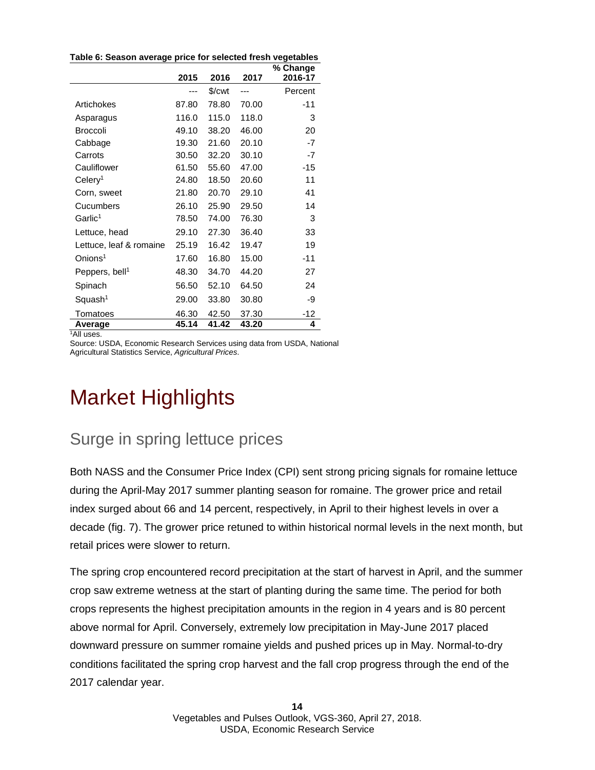**Table 6: Season average price for selected fresh vegetables**

|  | 2015 | 2016 | 2017 | % Change 2016-17 |
|---|---|---|---|---|
|  | --- | $/cwt | --- | Percent |
| Artichokes | 87.80 | 78.80 | 70.00 | -11 |
| Asparagus | 116.0 | 115.0 | 118.0 | 3 |
| Broccoli | 49.10 | 38.20 | 46.00 | 20 |
| Cabbage | 19.30 | 21.60 | 20.10 | -7 |
| Carrots | 30.50 | 32.20 | 30.10 | -7 |
| Cauliflower | 61.50 | 55.60 | 47.00 | -15 |
| Celery[1] | 24.80 | 18.50 | 20.60 | 11 |
| Corn, sweet | 21.80 | 20.70 | 29.10 | 41 |
| Cucumbers | 26.10 | 25.90 | 29.50 | 14 |
| Garlic[1] | 78.50 | 74.00 | 76.30 | 3 |
| Lettuce, head | 29.10 | 27.30 | 36.40 | 33 |
| Lettuce, leaf & romaine | 25.19 | 16.42 | 19.47 | 19 |
| Onions[1] | 17.60 | 16.80 | 15.00 | -11 |
| Peppers, bell[1] | 48.30 | 34.70 | 44.20 | 27 |
| Spinach | 56.50 | 52.10 | 64.50 | 24 |
| Squash[1] | 29.00 | 33.80 | 30.80 | -9 |
| Tomatoes | 46.30 | 42.50 | 37.30 | -12 |
| **Average** | **45.14** | **41.42** | **43.20** | **4** |

[1]All uses.

Source: USDA, Economic Research Services using data from USDA, National Agricultural Statistics Service, *Agricultural Prices*.

# Market Highlights

## Surge in spring lettuce prices

Both NASS and the Consumer Price Index (CPI) sent strong pricing signals for romaine lettuce during the April-May 2017 summer planting season for romaine. The grower price and retail index surged about 66 and 14 percent, respectively, in April to their highest levels in over a decade (fig. 7). The grower price retuned to within historical normal levels in the next month, but retail prices were slower to return.

The spring crop encountered record precipitation at the start of harvest in April, and the summer crop saw extreme wetness at the start of planting during the same time. The period for both crops represents the highest precipitation amounts in the region in 4 years and is 80 percent above normal for April. Conversely, extremely low precipitation in May-June 2017 placed downward pressure on summer romaine yields and pushed prices up in May. Normal-to-dry conditions facilitated the spring crop harvest and the fall crop progress through the end of the 2017 calendar year.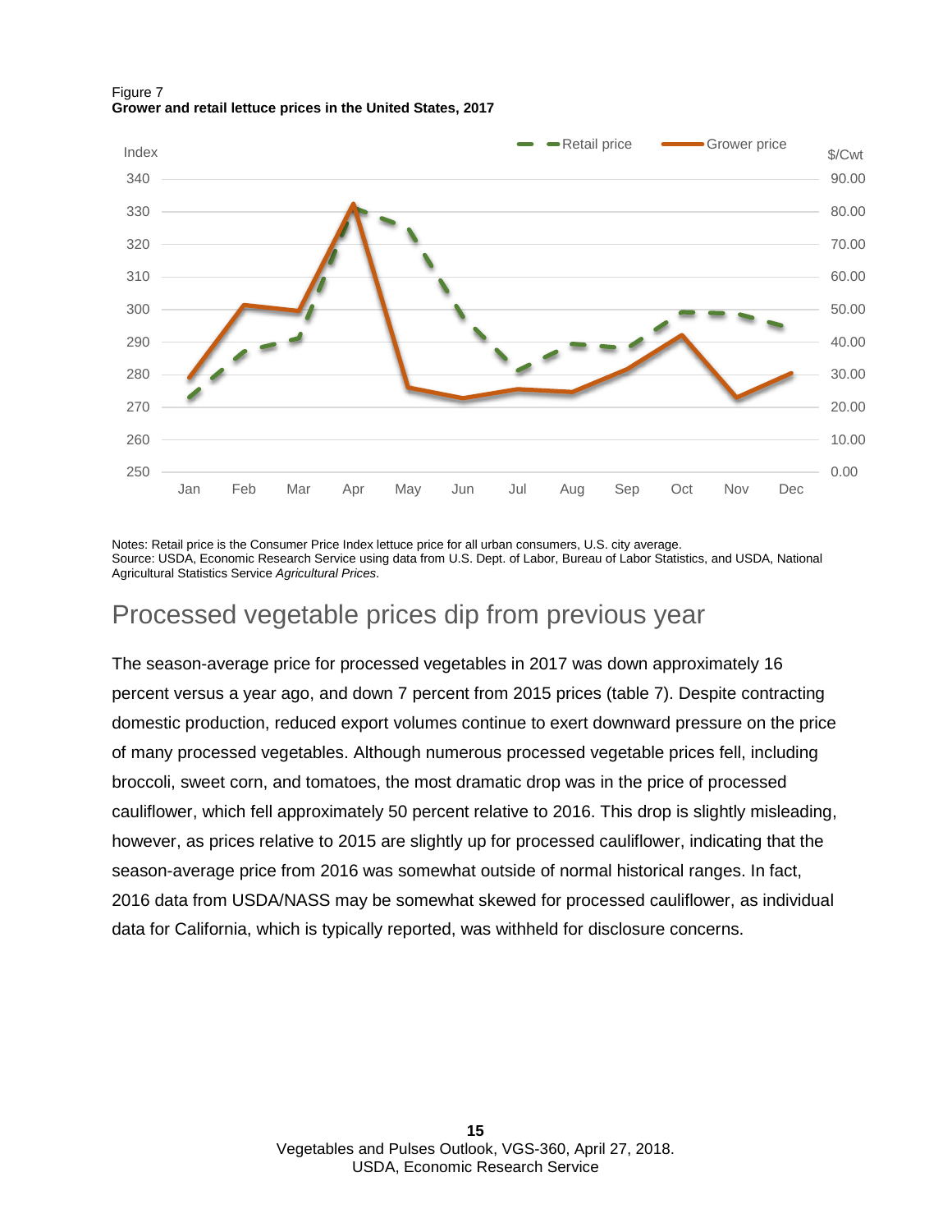Figure 7
**Grower and retail lettuce prices in the United States, 2017**

Notes: Retail price is the Consumer Price Index lettuce price for all urban consumers, U.S. city average.
Source: USDA, Economic Research Service using data from U.S. Dept. of Labor, Bureau of Labor Statistics, and USDA, National Agricultural Statistics Service *Agricultural Prices*.

## Processed vegetable prices dip from previous year

The season-average price for processed vegetables in 2017 was down approximately 16 percent versus a year ago, and down 7 percent from 2015 prices (table 7). Despite contracting domestic production, reduced export volumes continue to exert downward pressure on the price of many processed vegetables. Although numerous processed vegetable prices fell, including broccoli, sweet corn, and tomatoes, the most dramatic drop was in the price of processed cauliflower, which fell approximately 50 percent relative to 2016. This drop is slightly misleading, however, as prices relative to 2015 are slightly up for processed cauliflower, indicating that the season-average price from 2016 was somewhat outside of normal historical ranges. In fact, 2016 data from USDA/NASS may be somewhat skewed for processed cauliflower, as individual data for California, which is typically reported, was withheld for disclosure concerns.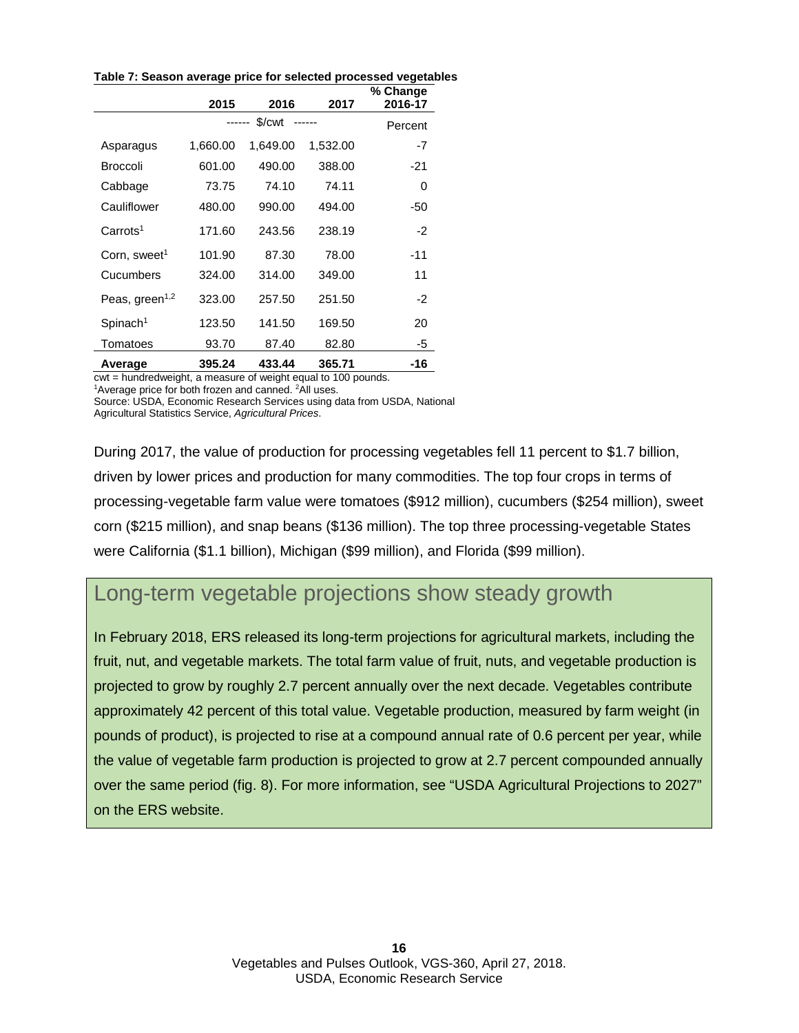**Table 7: Season average price for selected processed vegetables**

| | 2015 | 2016 | 2017 | % Change 2016-17 |
|---|---|---|---|---|
| | ------ $/cwt ------ | | | Percent |
| Asparagus | 1,660.00 | 1,649.00 | 1,532.00 | -7 |
| Broccoli | 601.00 | 490.00 | 388.00 | -21 |
| Cabbage | 73.75 | 74.10 | 74.11 | 0 |
| Cauliflower | 480.00 | 990.00 | 494.00 | -50 |
| Carrots[1] | 171.60 | 243.56 | 238.19 | -2 |
| Corn, sweet[1] | 101.90 | 87.30 | 78.00 | -11 |
| Cucumbers | 324.00 | 314.00 | 349.00 | 11 |
| Peas, green[1,2] | 323.00 | 257.50 | 251.50 | -2 |
| Spinach[1] | 123.50 | 141.50 | 169.50 | 20 |
| Tomatoes | 93.70 | 87.40 | 82.80 | -5 |
| **Average** | **395.24** | **433.44** | **365.71** | **-16** |

cwt = hundredweight, a measure of weight equal to 100 pounds.
[1]Average price for both frozen and canned. [2]All uses.
Source: USDA, Economic Research Services using data from USDA, National Agricultural Statistics Service, *Agricultural Prices*.

During 2017, the value of production for processing vegetables fell 11 percent to $1.7 billion, driven by lower prices and production for many commodities. The top four crops in terms of processing-vegetable farm value were tomatoes ($912 million), cucumbers ($254 million), sweet corn ($215 million), and snap beans ($136 million). The top three processing-vegetable States were California ($1.1 billion), Michigan ($99 million), and Florida ($99 million).

## Long-term vegetable projections show steady growth

In February 2018, ERS released its long-term projections for agricultural markets, including the fruit, nut, and vegetable markets. The total farm value of fruit, nuts, and vegetable production is projected to grow by roughly 2.7 percent annually over the next decade. Vegetables contribute approximately 42 percent of this total value. Vegetable production, measured by farm weight (in pounds of product), is projected to rise at a compound annual rate of 0.6 percent per year, while the value of vegetable farm production is projected to grow at 2.7 percent compounded annually over the same period (fig. 8). For more information, see "USDA Agricultural Projections to 2027" on the ERS website.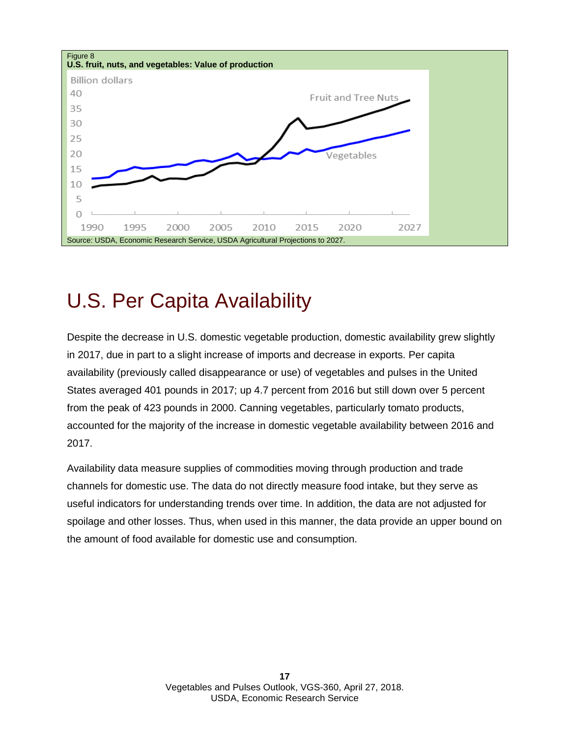Figure 8
**U.S. fruit, nuts, and vegetables: Value of production**

Source: USDA, Economic Research Service, USDA Agricultural Projections to 2027.

# U.S. Per Capita Availability

Despite the decrease in U.S. domestic vegetable production, domestic availability grew slightly in 2017, due in part to a slight increase of imports and decrease in exports. Per capita availability (previously called disappearance or use) of vegetables and pulses in the United States averaged 401 pounds in 2017; up 4.7 percent from 2016 but still down over 5 percent from the peak of 423 pounds in 2000. Canning vegetables, particularly tomato products, accounted for the majority of the increase in domestic vegetable availability between 2016 and 2017.

Availability data measure supplies of commodities moving through production and trade channels for domestic use. The data do not directly measure food intake, but they serve as useful indicators for understanding trends over time. In addition, the data are not adjusted for spoilage and other losses. Thus, when used in this manner, the data provide an upper bound on the amount of food available for domestic use and consumption.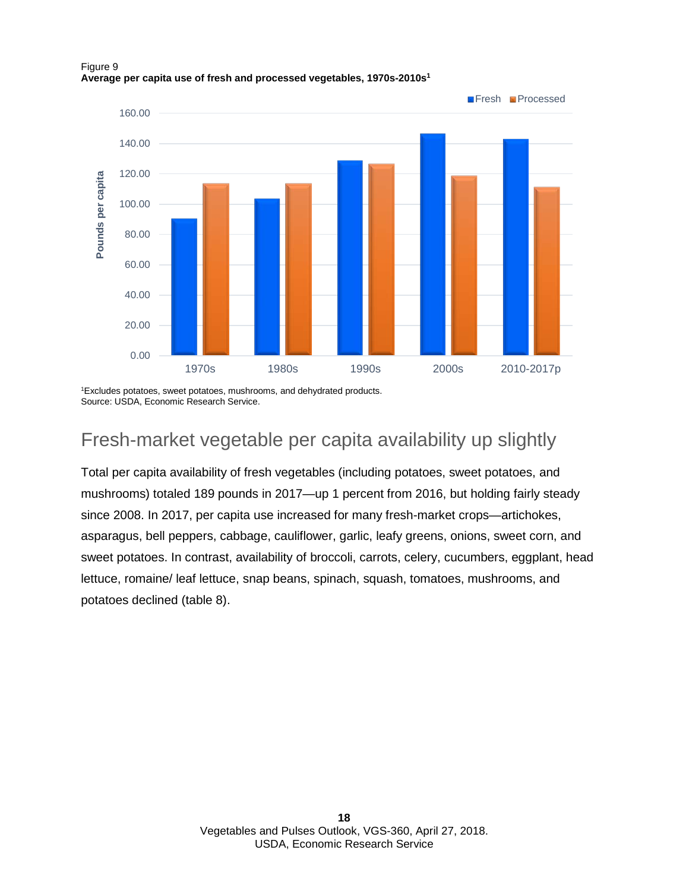Figure 9
**Average per capita use of fresh and processed vegetables, 1970s-2010s[1]**

[1]Excludes potatoes, sweet potatoes, mushrooms, and dehydrated products.
Source: USDA, Economic Research Service.

## Fresh-market vegetable per capita availability up slightly

Total per capita availability of fresh vegetables (including potatoes, sweet potatoes, and mushrooms) totaled 189 pounds in 2017—up 1 percent from 2016, but holding fairly steady since 2008. In 2017, per capita use increased for many fresh-market crops—artichokes, asparagus, bell peppers, cabbage, cauliflower, garlic, leafy greens, onions, sweet corn, and sweet potatoes. In contrast, availability of broccoli, carrots, celery, cucumbers, eggplant, head lettuce, romaine/ leaf lettuce, snap beans, spinach, squash, tomatoes, mushrooms, and potatoes declined (table 8).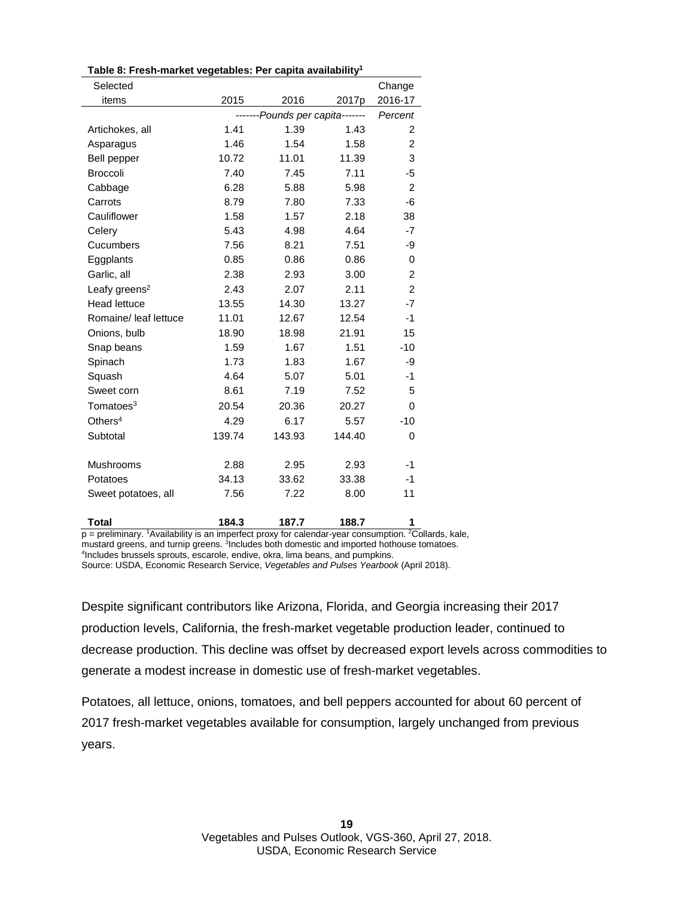**Table 8: Fresh-market vegetables: Per capita availability[1]**

| Selected items | 2015 | 2016 | 2017p | Change 2016-17 |
|---|---|---|---|---|
| | *-------Pounds per capita-------* | | | *Percent* |
| Artichokes, all | 1.41 | 1.39 | 1.43 | 2 |
| Asparagus | 1.46 | 1.54 | 1.58 | 2 |
| Bell pepper | 10.72 | 11.01 | 11.39 | 3 |
| Broccoli | 7.40 | 7.45 | 7.11 | -5 |
| Cabbage | 6.28 | 5.88 | 5.98 | 2 |
| Carrots | 8.79 | 7.80 | 7.33 | -6 |
| Cauliflower | 1.58 | 1.57 | 2.18 | 38 |
| Celery | 5.43 | 4.98 | 4.64 | -7 |
| Cucumbers | 7.56 | 8.21 | 7.51 | -9 |
| Eggplants | 0.85 | 0.86 | 0.86 | 0 |
| Garlic, all | 2.38 | 2.93 | 3.00 | 2 |
| Leafy greens[2] | 2.43 | 2.07 | 2.11 | 2 |
| Head lettuce | 13.55 | 14.30 | 13.27 | -7 |
| Romaine/ leaf lettuce | 11.01 | 12.67 | 12.54 | -1 |
| Onions, bulb | 18.90 | 18.98 | 21.91 | 15 |
| Snap beans | 1.59 | 1.67 | 1.51 | -10 |
| Spinach | 1.73 | 1.83 | 1.67 | -9 |
| Squash | 4.64 | 5.07 | 5.01 | -1 |
| Sweet corn | 8.61 | 7.19 | 7.52 | 5 |
| Tomatoes[3] | 20.54 | 20.36 | 20.27 | 0 |
| Others[4] | 4.29 | 6.17 | 5.57 | -10 |
| Subtotal | 139.74 | 143.93 | 144.40 | 0 |
| | | | | |
| Mushrooms | 2.88 | 2.95 | 2.93 | -1 |
| Potatoes | 34.13 | 33.62 | 33.38 | -1 |
| Sweet potatoes, all | 7.56 | 7.22 | 8.00 | 11 |
| | | | | |
| **Total** | **184.3** | **187.7** | **188.7** | **1** |

p = preliminary. [1]Availability is an imperfect proxy for calendar-year consumption. [2]Collards, kale, mustard greens, and turnip greens. [3]Includes both domestic and imported hothouse tomatoes. [4]Includes brussels sprouts, escarole, endive, okra, lima beans, and pumpkins.
Source: USDA, Economic Research Service, *Vegetables and Pulses Yearbook* (April 2018).

Despite significant contributors like Arizona, Florida, and Georgia increasing their 2017 production levels, California, the fresh-market vegetable production leader, continued to decrease production. This decline was offset by decreased export levels across commodities to generate a modest increase in domestic use of fresh-market vegetables.

Potatoes, all lettuce, onions, tomatoes, and bell peppers accounted for about 60 percent of 2017 fresh-market vegetables available for consumption, largely unchanged from previous years.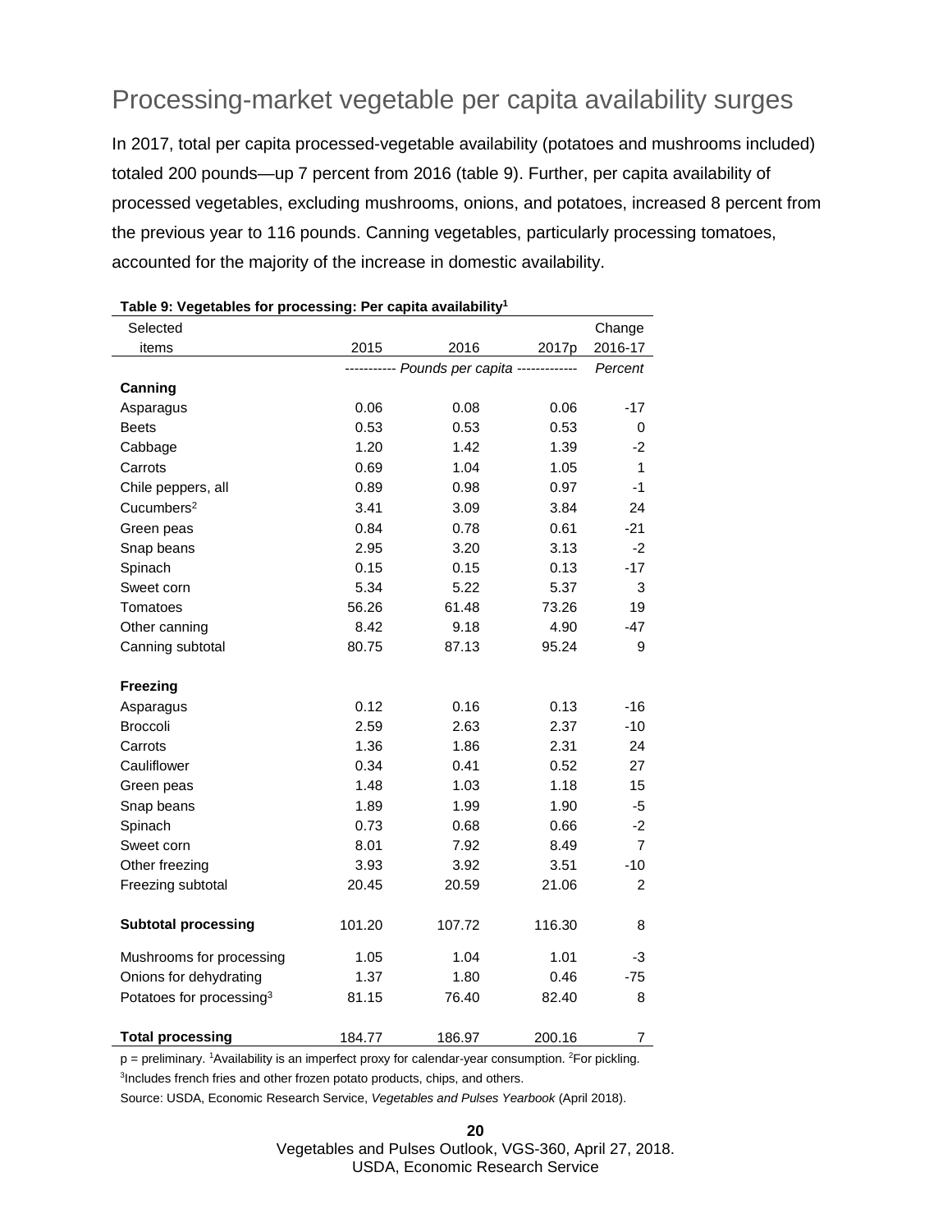## Processing-market vegetable per capita availability surges

In 2017, total per capita processed-vegetable availability (potatoes and mushrooms included) totaled 200 pounds—up 7 percent from 2016 (table 9). Further, per capita availability of processed vegetables, excluding mushrooms, onions, and potatoes, increased 8 percent from the previous year to 116 pounds. Canning vegetables, particularly processing tomatoes, accounted for the majority of the increase in domestic availability.

**Table 9: Vegetables for processing: Per capita availability[1]**

| Selected items | 2015 | 2016 | 2017p | Change 2016-17 |
|---|---|---|---|---|
| | *Pounds per capita* | | | *Percent* |
| **Canning** | | | | |
| Asparagus | 0.06 | 0.08 | 0.06 | -17 |
| Beets | 0.53 | 0.53 | 0.53 | 0 |
| Cabbage | 1.20 | 1.42 | 1.39 | -2 |
| Carrots | 0.69 | 1.04 | 1.05 | 1 |
| Chile peppers, all | 0.89 | 0.98 | 0.97 | -1 |
| Cucumbers[2] | 3.41 | 3.09 | 3.84 | 24 |
| Green peas | 0.84 | 0.78 | 0.61 | -21 |
| Snap beans | 2.95 | 3.20 | 3.13 | -2 |
| Spinach | 0.15 | 0.15 | 0.13 | -17 |
| Sweet corn | 5.34 | 5.22 | 5.37 | 3 |
| Tomatoes | 56.26 | 61.48 | 73.26 | 19 |
| Other canning | 8.42 | 9.18 | 4.90 | -47 |
| Canning subtotal | 80.75 | 87.13 | 95.24 | 9 |
| **Freezing** | | | | |
| Asparagus | 0.12 | 0.16 | 0.13 | -16 |
| Broccoli | 2.59 | 2.63 | 2.37 | -10 |
| Carrots | 1.36 | 1.86 | 2.31 | 24 |
| Cauliflower | 0.34 | 0.41 | 0.52 | 27 |
| Green peas | 1.48 | 1.03 | 1.18 | 15 |
| Snap beans | 1.89 | 1.99 | 1.90 | -5 |
| Spinach | 0.73 | 0.68 | 0.66 | -2 |
| Sweet corn | 8.01 | 7.92 | 8.49 | 7 |
| Other freezing | 3.93 | 3.92 | 3.51 | -10 |
| Freezing subtotal | 20.45 | 20.59 | 21.06 | 2 |
| **Subtotal processing** | 101.20 | 107.72 | 116.30 | 8 |
| Mushrooms for processing | 1.05 | 1.04 | 1.01 | -3 |
| Onions for dehydrating | 1.37 | 1.80 | 0.46 | -75 |
| Potatoes for processing[3] | 81.15 | 76.40 | 82.40 | 8 |
| **Total processing** | 184.77 | 186.97 | 200.16 | 7 |

p = preliminary. [1]Availability is an imperfect proxy for calendar-year consumption. [2]For pickling.
[3]Includes french fries and other frozen potato products, chips, and others.
Source: USDA, Economic Research Service, *Vegetables and Pulses Yearbook* (April 2018).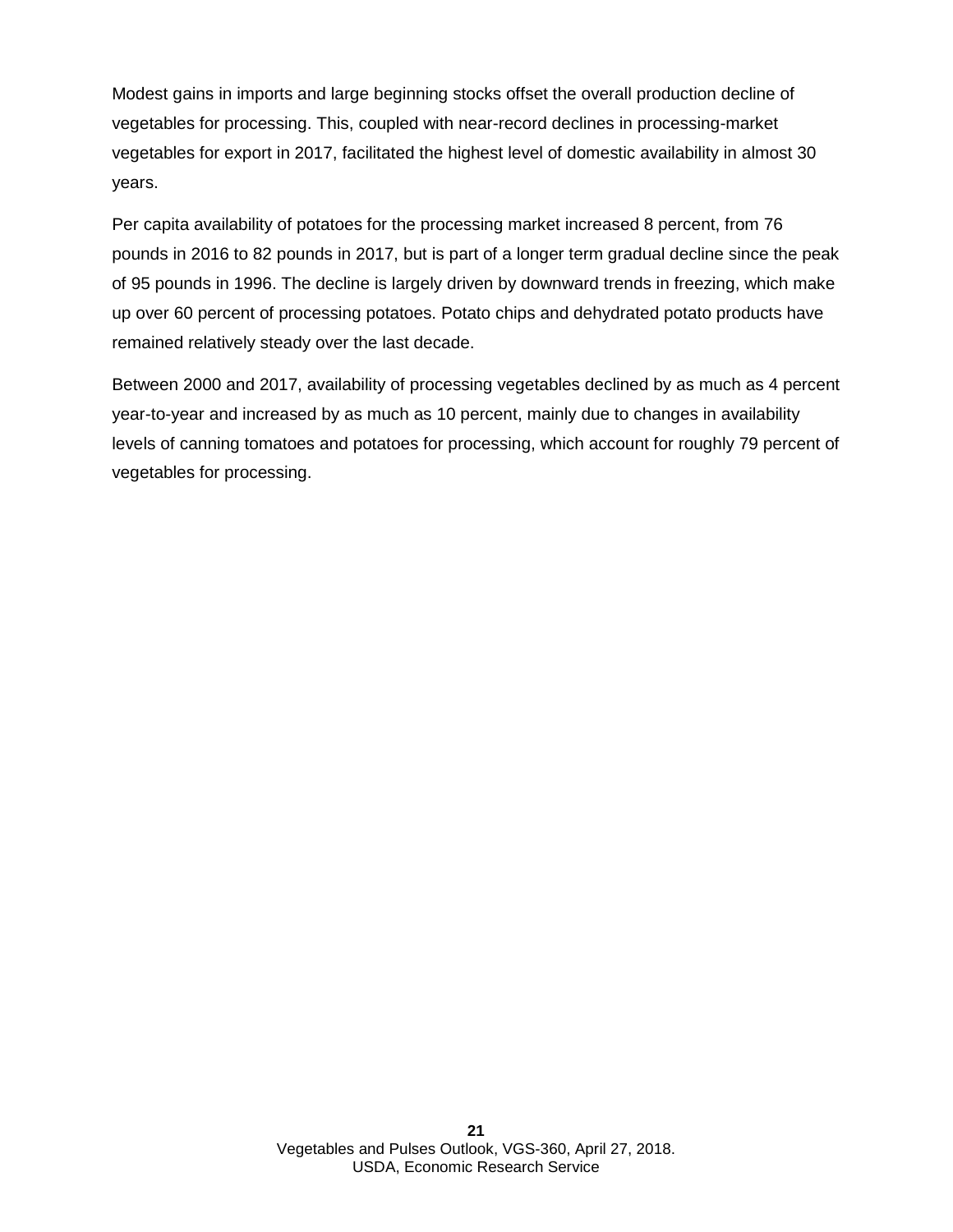Modest gains in imports and large beginning stocks offset the overall production decline of vegetables for processing. This, coupled with near-record declines in processing-market vegetables for export in 2017, facilitated the highest level of domestic availability in almost 30 years.

Per capita availability of potatoes for the processing market increased 8 percent, from 76 pounds in 2016 to 82 pounds in 2017, but is part of a longer term gradual decline since the peak of 95 pounds in 1996. The decline is largely driven by downward trends in freezing, which make up over 60 percent of processing potatoes. Potato chips and dehydrated potato products have remained relatively steady over the last decade.

Between 2000 and 2017, availability of processing vegetables declined by as much as 4 percent year-to-year and increased by as much as 10 percent, mainly due to changes in availability levels of canning tomatoes and potatoes for processing, which account for roughly 79 percent of vegetables for processing.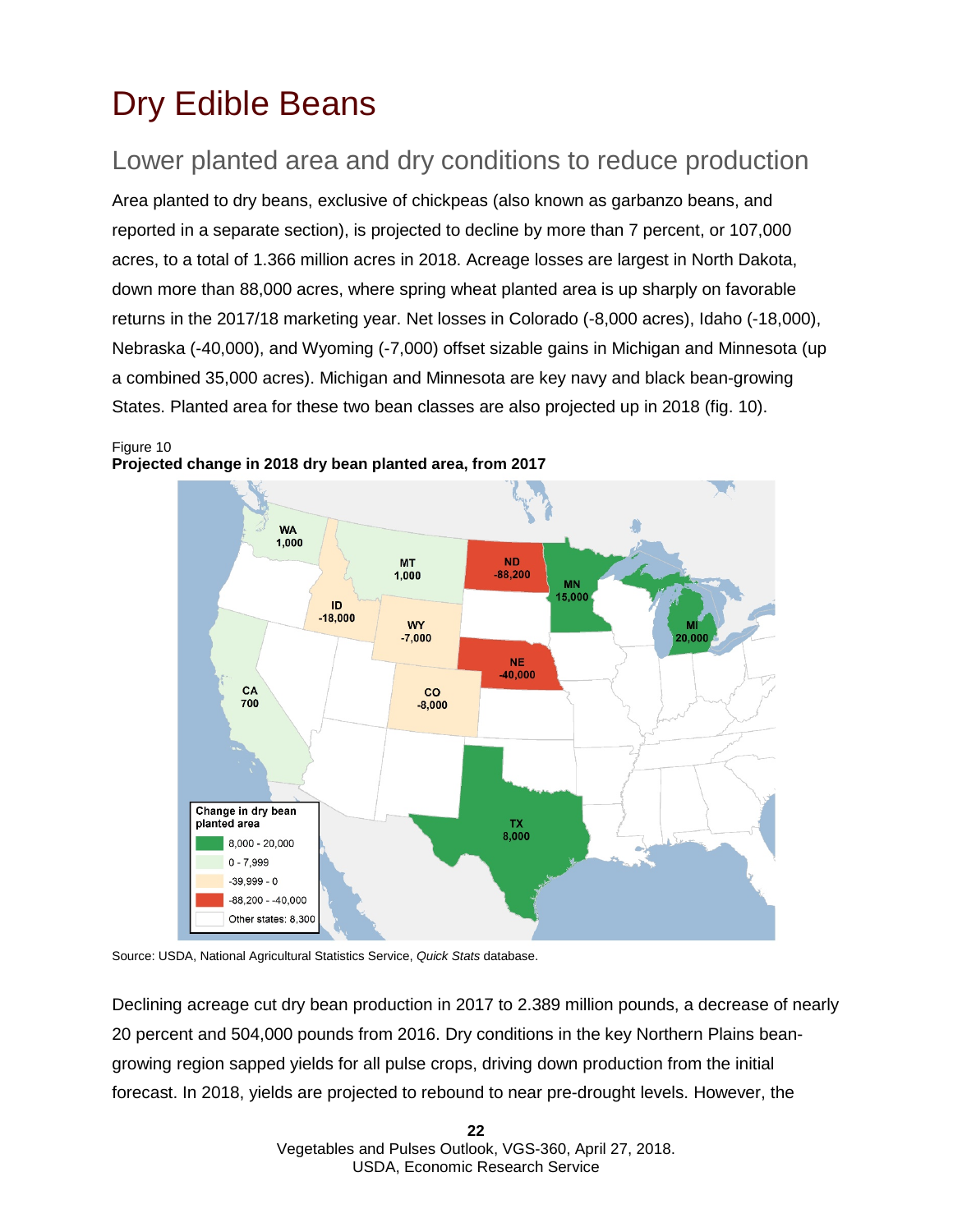# Dry Edible Beans

## Lower planted area and dry conditions to reduce production

Area planted to dry beans, exclusive of chickpeas (also known as garbanzo beans, and reported in a separate section), is projected to decline by more than 7 percent, or 107,000 acres, to a total of 1.366 million acres in 2018. Acreage losses are largest in North Dakota, down more than 88,000 acres, where spring wheat planted area is up sharply on favorable returns in the 2017/18 marketing year. Net losses in Colorado (-8,000 acres), Idaho (-18,000), Nebraska (-40,000), and Wyoming (-7,000) offset sizable gains in Michigan and Minnesota (up a combined 35,000 acres). Michigan and Minnesota are key navy and black bean-growing States. Planted area for these two bean classes are also projected up in 2018 (fig. 10).

Figure 10
**Projected change in 2018 dry bean planted area, from 2017**

Source: USDA, National Agricultural Statistics Service, *Quick Stats* database.

Declining acreage cut dry bean production in 2017 to 2.389 million pounds, a decrease of nearly 20 percent and 504,000 pounds from 2016. Dry conditions in the key Northern Plains bean-growing region sapped yields for all pulse crops, driving down production from the initial forecast. In 2018, yields are projected to rebound to near pre-drought levels. However, the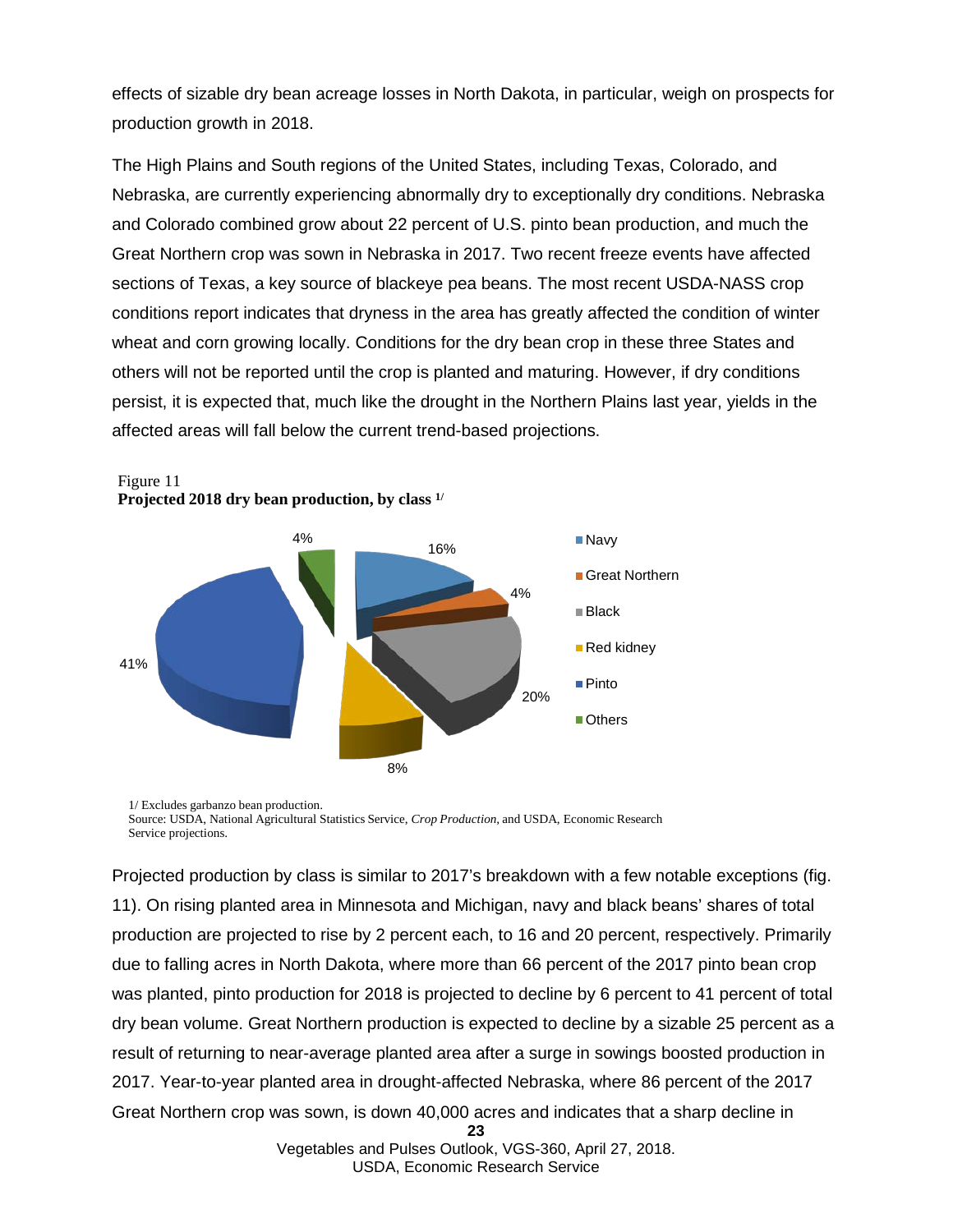effects of sizable dry bean acreage losses in North Dakota, in particular, weigh on prospects for production growth in 2018.

The High Plains and South regions of the United States, including Texas, Colorado, and Nebraska, are currently experiencing abnormally dry to exceptionally dry conditions. Nebraska and Colorado combined grow about 22 percent of U.S. pinto bean production, and much the Great Northern crop was sown in Nebraska in 2017. Two recent freeze events have affected sections of Texas, a key source of blackeye pea beans. The most recent USDA-NASS crop conditions report indicates that dryness in the area has greatly affected the condition of winter wheat and corn growing locally. Conditions for the dry bean crop in these three States and others will not be reported until the crop is planted and maturing. However, if dry conditions persist, it is expected that, much like the drought in the Northern Plains last year, yields in the affected areas will fall below the current trend-based projections.

Figure 11
**Projected 2018 dry bean production, by class [1/]**

| Class | Share |
|---|---|
| Navy | 16% |
| Great Northern | 4% |
| Black | 20% |
| Red kidney | 8% |
| Pinto | 41% |
| Others | 4% |

1/ Excludes garbanzo bean production.
Source: USDA, National Agricultural Statistics Service, *Crop Production*, and USDA, Economic Research Service projections.

Projected production by class is similar to 2017's breakdown with a few notable exceptions (fig. 11). On rising planted area in Minnesota and Michigan, navy and black beans' shares of total production are projected to rise by 2 percent each, to 16 and 20 percent, respectively. Primarily due to falling acres in North Dakota, where more than 66 percent of the 2017 pinto bean crop was planted, pinto production for 2018 is projected to decline by 6 percent to 41 percent of total dry bean volume. Great Northern production is expected to decline by a sizable 25 percent as a result of returning to near-average planted area after a surge in sowings boosted production in 2017. Year-to-year planted area in drought-affected Nebraska, where 86 percent of the 2017 Great Northern crop was sown, is down 40,000 acres and indicates that a sharp decline in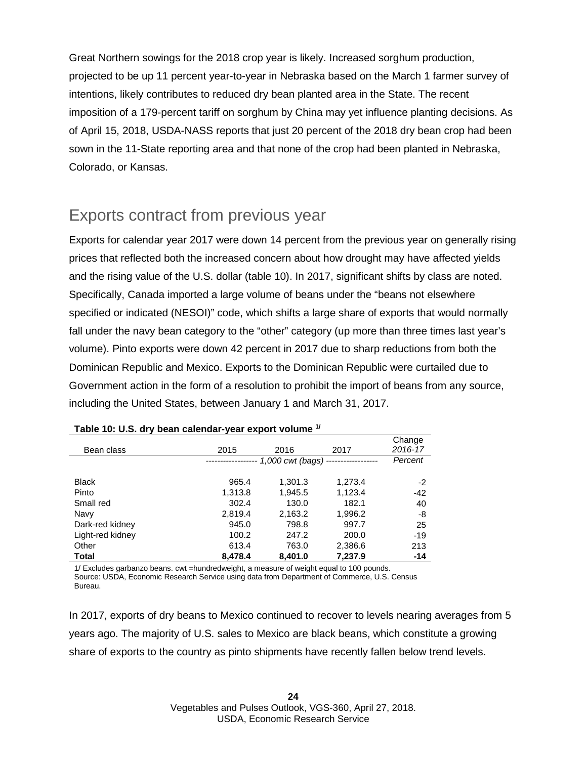Great Northern sowings for the 2018 crop year is likely. Increased sorghum production, projected to be up 11 percent year-to-year in Nebraska based on the March 1 farmer survey of intentions, likely contributes to reduced dry bean planted area in the State. The recent imposition of a 179-percent tariff on sorghum by China may yet influence planting decisions. As of April 15, 2018, USDA-NASS reports that just 20 percent of the 2018 dry bean crop had been sown in the 11-State reporting area and that none of the crop had been planted in Nebraska, Colorado, or Kansas.

## Exports contract from previous year

Exports for calendar year 2017 were down 14 percent from the previous year on generally rising prices that reflected both the increased concern about how drought may have affected yields and the rising value of the U.S. dollar (table 10). In 2017, significant shifts by class are noted. Specifically, Canada imported a large volume of beans under the "beans not elsewhere specified or indicated (NESOI)" code, which shifts a large share of exports that would normally fall under the navy bean category to the "other" category (up more than three times last year's volume). Pinto exports were down 42 percent in 2017 due to sharp reductions from both the Dominican Republic and Mexico. Exports to the Dominican Republic were curtailed due to Government action in the form of a resolution to prohibit the import of beans from any source, including the United States, between January 1 and March 31, 2017.

**Table 10: U.S. dry bean calendar-year export volume [1/]**

| Bean class | 2015 | 2016 | 2017 | Change *2016-17* |
|---|---|---|---|---|
| | *1,000 cwt (bags)* | | | *Percent* |
| Black | 965.4 | 1,301.3 | 1,273.4 | -2 |
| Pinto | 1,313.8 | 1,945.5 | 1,123.4 | -42 |
| Small red | 302.4 | 130.0 | 182.1 | 40 |
| Navy | 2,819.4 | 2,163.2 | 1,996.2 | -8 |
| Dark-red kidney | 945.0 | 798.8 | 997.7 | 25 |
| Light-red kidney | 100.2 | 247.2 | 200.0 | -19 |
| Other | 613.4 | 763.0 | 2,386.6 | 213 |
| **Total** | **8,478.4** | **8,401.0** | **7,237.9** | **-14** |

1/ Excludes garbanzo beans. cwt =hundredweight, a measure of weight equal to 100 pounds.
Source: USDA, Economic Research Service using data from Department of Commerce, U.S. Census Bureau.

In 2017, exports of dry beans to Mexico continued to recover to levels nearing averages from 5 years ago. The majority of U.S. sales to Mexico are black beans, which constitute a growing share of exports to the country as pinto shipments have recently fallen below trend levels.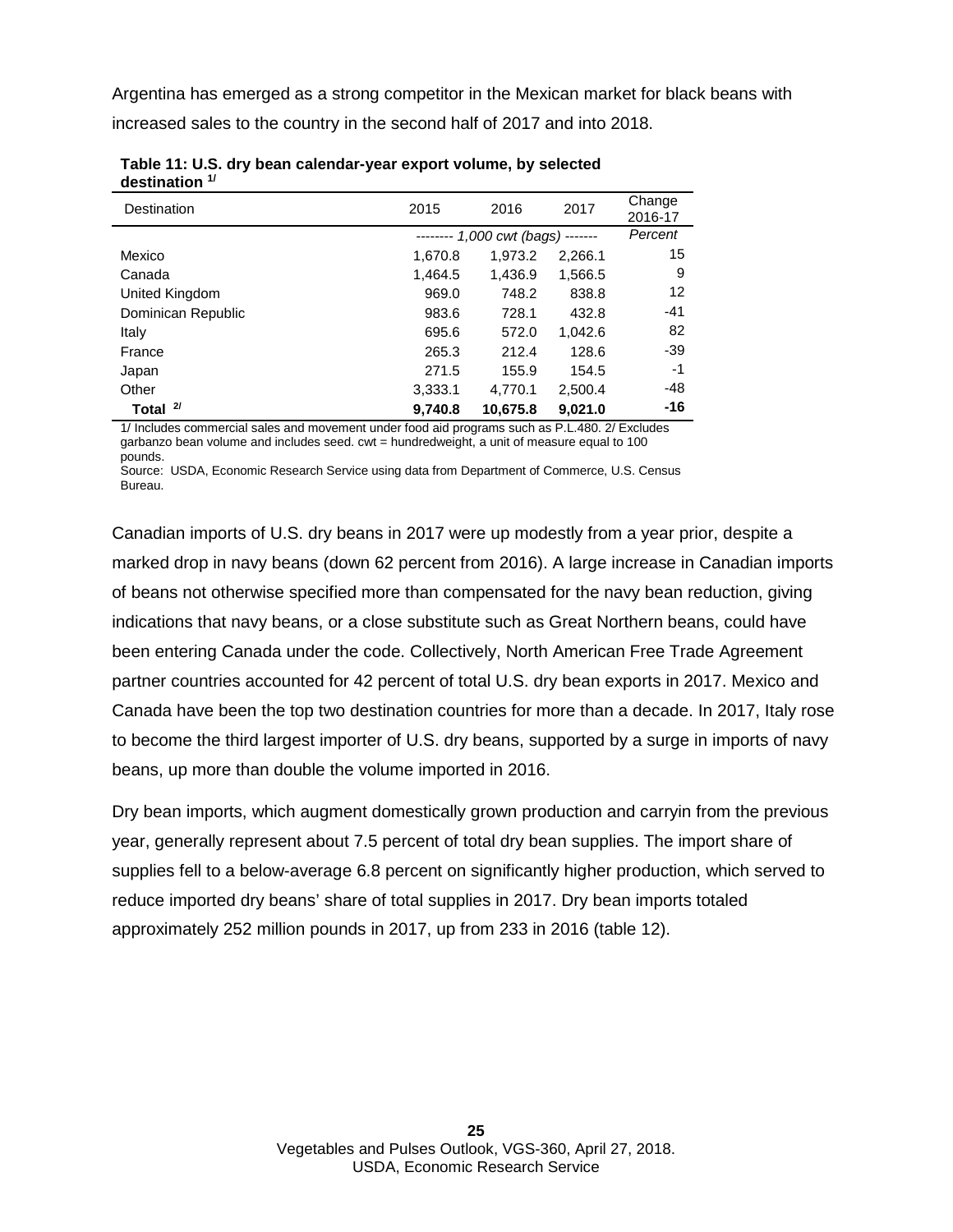Argentina has emerged as a strong competitor in the Mexican market for black beans with increased sales to the country in the second half of 2017 and into 2018.

**Table 11: U.S. dry bean calendar-year export volume, by selected destination [1/]**

| Destination | 2015 | 2016 | 2017 | Change 2016-17 |
|---|---|---|---|---|
| | *-------- 1,000 cwt (bags) -------* | | | *Percent* |
| Mexico | 1,670.8 | 1,973.2 | 2,266.1 | 15 |
| Canada | 1,464.5 | 1,436.9 | 1,566.5 | 9 |
| United Kingdom | 969.0 | 748.2 | 838.8 | 12 |
| Dominican Republic | 983.6 | 728.1 | 432.8 | -41 |
| Italy | 695.6 | 572.0 | 1,042.6 | 82 |
| France | 265.3 | 212.4 | 128.6 | -39 |
| Japan | 271.5 | 155.9 | 154.5 | -1 |
| Other | 3,333.1 | 4,770.1 | 2,500.4 | -48 |
| **Total [2/]** | **9,740.8** | **10,675.8** | **9,021.0** | **-16** |

1/ Includes commercial sales and movement under food aid programs such as P.L.480. 2/ Excludes garbanzo bean volume and includes seed. cwt = hundredweight, a unit of measure equal to 100 pounds.

Source: USDA, Economic Research Service using data from Department of Commerce, U.S. Census Bureau.

Canadian imports of U.S. dry beans in 2017 were up modestly from a year prior, despite a marked drop in navy beans (down 62 percent from 2016). A large increase in Canadian imports of beans not otherwise specified more than compensated for the navy bean reduction, giving indications that navy beans, or a close substitute such as Great Northern beans, could have been entering Canada under the code. Collectively, North American Free Trade Agreement partner countries accounted for 42 percent of total U.S. dry bean exports in 2017. Mexico and Canada have been the top two destination countries for more than a decade. In 2017, Italy rose to become the third largest importer of U.S. dry beans, supported by a surge in imports of navy beans, up more than double the volume imported in 2016.

Dry bean imports, which augment domestically grown production and carryin from the previous year, generally represent about 7.5 percent of total dry bean supplies. The import share of supplies fell to a below-average 6.8 percent on significantly higher production, which served to reduce imported dry beans' share of total supplies in 2017. Dry bean imports totaled approximately 252 million pounds in 2017, up from 233 in 2016 (table 12).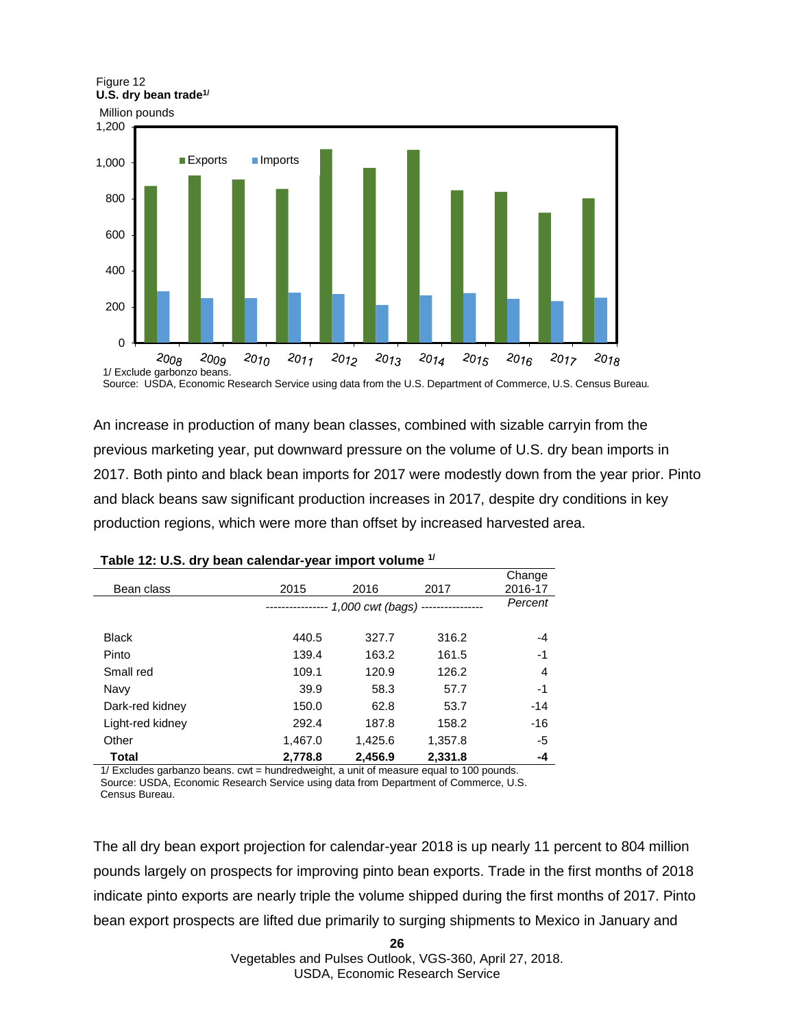Figure 12
**U.S. dry bean trade[1/]**

Million pounds

1/ Exclude garbonzo beans.
Source: USDA, Economic Research Service using data from the U.S. Department of Commerce, U.S. Census Bureau.

An increase in production of many bean classes, combined with sizable carryin from the previous marketing year, put downward pressure on the volume of U.S. dry bean imports in 2017. Both pinto and black bean imports for 2017 were modestly down from the year prior. Pinto and black beans saw significant production increases in 2017, despite dry conditions in key production regions, which were more than offset by increased harvested area.

**Table 12: U.S. dry bean calendar-year import volume [1/]**

| Bean class | 2015 | 2016 | 2017 | Change 2016-17 |
|---|---|---|---|---|
| | *1,000 cwt (bags)* | | | *Percent* |
| Black | 440.5 | 327.7 | 316.2 | -4 |
| Pinto | 139.4 | 163.2 | 161.5 | -1 |
| Small red | 109.1 | 120.9 | 126.2 | 4 |
| Navy | 39.9 | 58.3 | 57.7 | -1 |
| Dark-red kidney | 150.0 | 62.8 | 53.7 | -14 |
| Light-red kidney | 292.4 | 187.8 | 158.2 | -16 |
| Other | 1,467.0 | 1,425.6 | 1,357.8 | -5 |
| **Total** | **2,778.8** | **2,456.9** | **2,331.8** | **-4** |

1/ Excludes garbanzo beans. cwt = hundredweight, a unit of measure equal to 100 pounds.
Source: USDA, Economic Research Service using data from Department of Commerce, U.S. Census Bureau.

The all dry bean export projection for calendar-year 2018 is up nearly 11 percent to 804 million pounds largely on prospects for improving pinto bean exports. Trade in the first months of 2018 indicate pinto exports are nearly triple the volume shipped during the first months of 2017. Pinto bean export prospects are lifted due primarily to surging shipments to Mexico in January and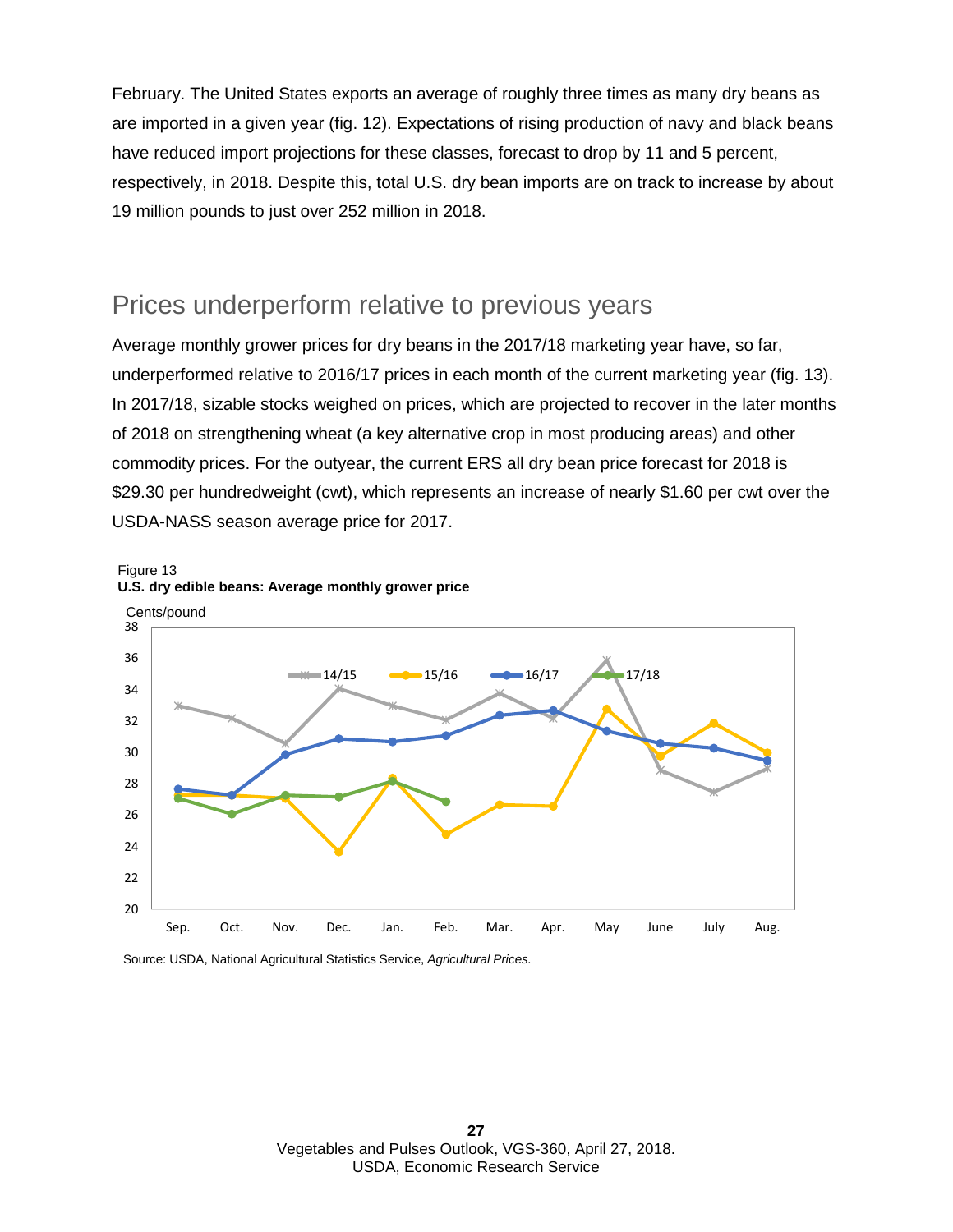February. The United States exports an average of roughly three times as many dry beans as are imported in a given year (fig. 12). Expectations of rising production of navy and black beans have reduced import projections for these classes, forecast to drop by 11 and 5 percent, respectively, in 2018. Despite this, total U.S. dry bean imports are on track to increase by about 19 million pounds to just over 252 million in 2018.

## Prices underperform relative to previous years

Average monthly grower prices for dry beans in the 2017/18 marketing year have, so far, underperformed relative to 2016/17 prices in each month of the current marketing year (fig. 13). In 2017/18, sizable stocks weighed on prices, which are projected to recover in the later months of 2018 on strengthening wheat (a key alternative crop in most producing areas) and other commodity prices. For the outyear, the current ERS all dry bean price forecast for 2018 is $29.30 per hundredweight (cwt), which represents an increase of nearly $1.60 per cwt over the USDA-NASS season average price for 2017.

Figure 13
**U.S. dry edible beans: Average monthly grower price**

Cents/pound

Source: USDA, National Agricultural Statistics Service, *Agricultural Prices.*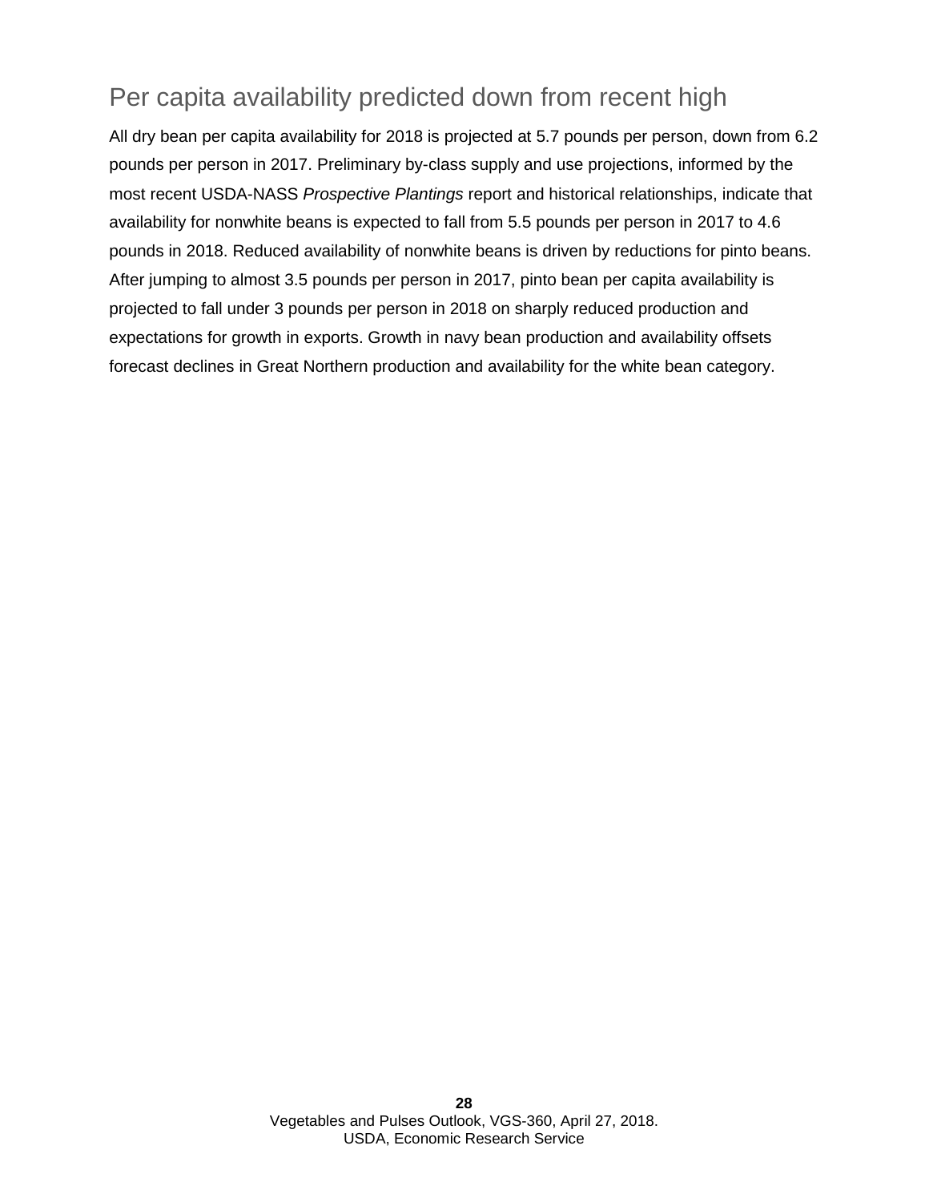## Per capita availability predicted down from recent high

All dry bean per capita availability for 2018 is projected at 5.7 pounds per person, down from 6.2 pounds per person in 2017. Preliminary by-class supply and use projections, informed by the most recent USDA-NASS *Prospective Plantings* report and historical relationships, indicate that availability for nonwhite beans is expected to fall from 5.5 pounds per person in 2017 to 4.6 pounds in 2018. Reduced availability of nonwhite beans is driven by reductions for pinto beans. After jumping to almost 3.5 pounds per person in 2017, pinto bean per capita availability is projected to fall under 3 pounds per person in 2018 on sharply reduced production and expectations for growth in exports. Growth in navy bean production and availability offsets forecast declines in Great Northern production and availability for the white bean category.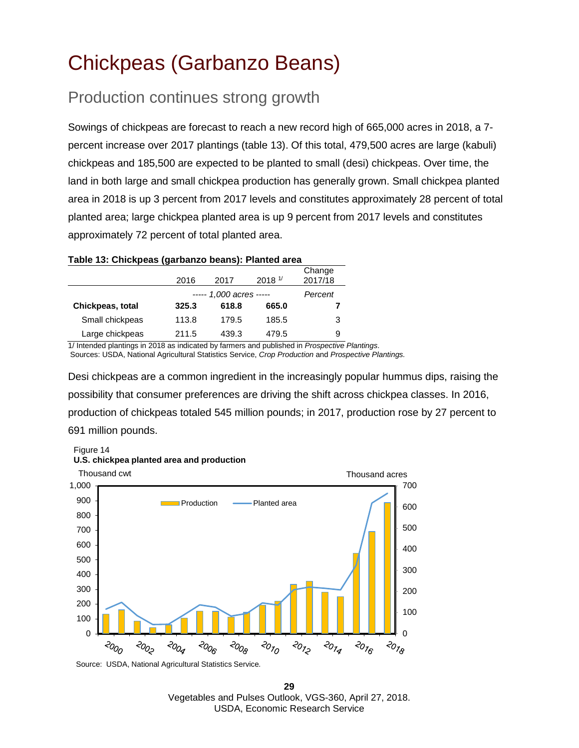# Chickpeas (Garbanzo Beans)

## Production continues strong growth

Sowings of chickpeas are forecast to reach a new record high of 665,000 acres in 2018, a 7-percent increase over 2017 plantings (table 13). Of this total, 479,500 acres are large (kabuli) chickpeas and 185,500 are expected to be planted to small (desi) chickpeas. Over time, the land in both large and small chickpea production has generally grown. Small chickpea planted area in 2018 is up 3 percent from 2017 levels and constitutes approximately 28 percent of total planted area; large chickpea planted area is up 9 percent from 2017 levels and constitutes approximately 72 percent of total planted area.

**Table 13: Chickpeas (garbanzo beans): Planted area**

| | 2016 | 2017 | 2018 1/ | Change 2017/18 |
|---|---|---|---|---|
| | *----- 1,000 acres -----* | | | *Percent* |
| **Chickpeas, total** | **325.3** | **618.8** | **665.0** | **7** |
| Small chickpeas | 113.8 | 179.5 | 185.5 | 3 |
| Large chickpeas | 211.5 | 439.3 | 479.5 | 9 |

1/ Intended plantings in 2018 as indicated by farmers and published in *Prospective Plantings*.
Sources: USDA, National Agricultural Statistics Service, *Crop Production* and *Prospective Plantings.*

Desi chickpeas are a common ingredient in the increasingly popular hummus dips, raising the possibility that consumer preferences are driving the shift across chickpea classes. In 2016, production of chickpeas totaled 545 million pounds; in 2017, production rose by 27 percent to 691 million pounds.

Figure 14
**U.S. chickpea planted area and production**

Source: USDA, National Agricultural Statistics Service.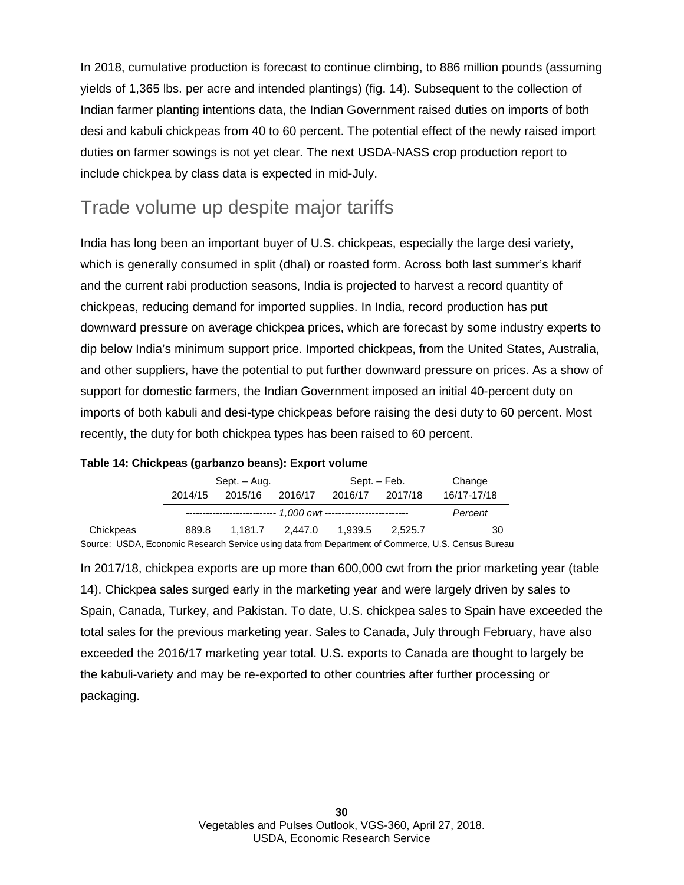In 2018, cumulative production is forecast to continue climbing, to 886 million pounds (assuming yields of 1,365 lbs. per acre and intended plantings) (fig. 14). Subsequent to the collection of Indian farmer planting intentions data, the Indian Government raised duties on imports of both desi and kabuli chickpeas from 40 to 60 percent. The potential effect of the newly raised import duties on farmer sowings is not yet clear. The next USDA-NASS crop production report to include chickpea by class data is expected in mid-July.

## Trade volume up despite major tariffs

India has long been an important buyer of U.S. chickpeas, especially the large desi variety, which is generally consumed in split (dhal) or roasted form. Across both last summer's kharif and the current rabi production seasons, India is projected to harvest a record quantity of chickpeas, reducing demand for imported supplies. In India, record production has put downward pressure on average chickpea prices, which are forecast by some industry experts to dip below India's minimum support price. Imported chickpeas, from the United States, Australia, and other suppliers, have the potential to put further downward pressure on prices. As a show of support for domestic farmers, the Indian Government imposed an initial 40-percent duty on imports of both kabuli and desi-type chickpeas before raising the desi duty to 60 percent. Most recently, the duty for both chickpea types has been raised to 60 percent.

**Table 14: Chickpeas (garbanzo beans): Export volume**

| | Sept. – Aug. | | | Sept. – Feb. | | Change |
|---|---|---|---|---|---|---|
| | 2014/15 | 2015/16 | 2016/17 | 2016/17 | 2017/18 | 16/17-17/18 |
| | *1,000 cwt* | | | | | *Percent* |
| Chickpeas | 889.8 | 1,181.7 | 2,447.0 | 1,939.5 | 2,525.7 | 30 |

Source: USDA, Economic Research Service using data from Department of Commerce, U.S. Census Bureau

In 2017/18, chickpea exports are up more than 600,000 cwt from the prior marketing year (table 14). Chickpea sales surged early in the marketing year and were largely driven by sales to Spain, Canada, Turkey, and Pakistan. To date, U.S. chickpea sales to Spain have exceeded the total sales for the previous marketing year. Sales to Canada, July through February, have also exceeded the 2016/17 marketing year total. U.S. exports to Canada are thought to largely be the kabuli-variety and may be re-exported to other countries after further processing or packaging.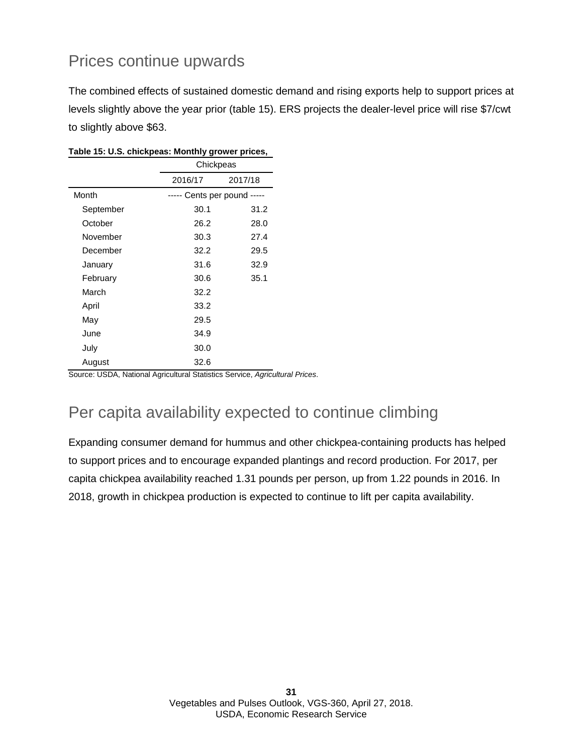## Prices continue upwards

The combined effects of sustained domestic demand and rising exports help to support prices at levels slightly above the year prior (table 15). ERS projects the dealer-level price will rise $7/cwt to slightly above $63.

**Table 15: U.S. chickpeas: Monthly grower prices,**

| | Chickpeas | |
|---|---|---|
| | 2016/17 | 2017/18 |
| Month | ----- Cents per pound ----- | |
| September | 30.1 | 31.2 |
| October | 26.2 | 28.0 |
| November | 30.3 | 27.4 |
| December | 32.2 | 29.5 |
| January | 31.6 | 32.9 |
| February | 30.6 | 35.1 |
| March | 32.2 | |
| April | 33.2 | |
| May | 29.5 | |
| June | 34.9 | |
| July | 30.0 | |
| August | 32.6 | |

Source: USDA, National Agricultural Statistics Service, *Agricultural Prices*.

## Per capita availability expected to continue climbing

Expanding consumer demand for hummus and other chickpea-containing products has helped to support prices and to encourage expanded plantings and record production. For 2017, per capita chickpea availability reached 1.31 pounds per person, up from 1.22 pounds in 2016. In 2018, growth in chickpea production is expected to continue to lift per capita availability.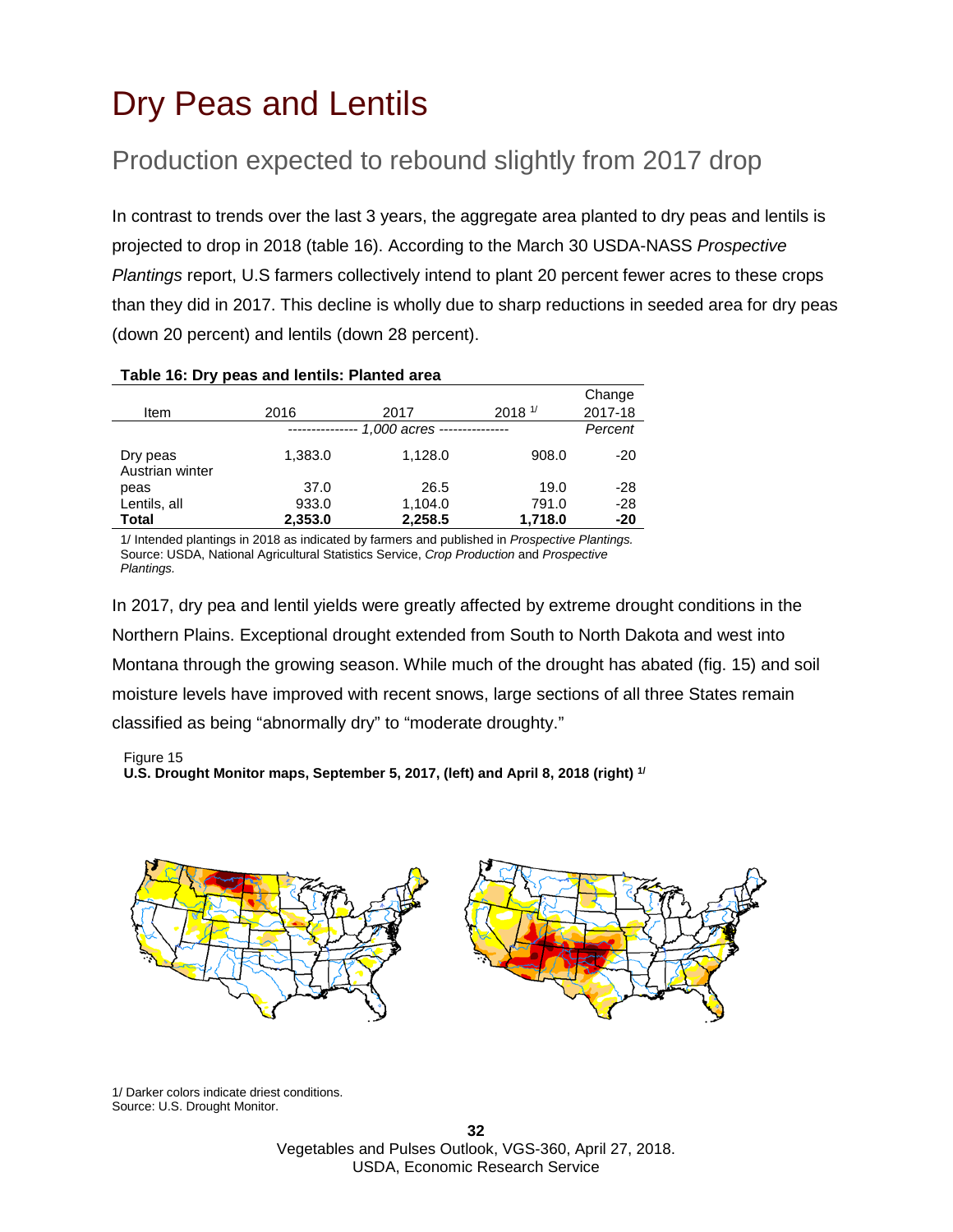# Dry Peas and Lentils

## Production expected to rebound slightly from 2017 drop

In contrast to trends over the last 3 years, the aggregate area planted to dry peas and lentils is projected to drop in 2018 (table 16). According to the March 30 USDA-NASS *Prospective Plantings* report, U.S farmers collectively intend to plant 20 percent fewer acres to these crops than they did in 2017. This decline is wholly due to sharp reductions in seeded area for dry peas (down 20 percent) and lentils (down 28 percent).

**Table 16: Dry peas and lentils: Planted area**

| Item | 2016 | 2017 | 2018 [1/] | Change 2017-18 |
|---|---|---|---|---|
| | *1,000 acres* | | | *Percent* |
| Dry peas | 1,383.0 | 1,128.0 | 908.0 | -20 |
| Austrian winter peas | 37.0 | 26.5 | 19.0 | -28 |
| Lentils, all | 933.0 | 1,104.0 | 791.0 | -28 |
| **Total** | **2,353.0** | **2,258.5** | **1,718.0** | **-20** |

1/ Intended plantings in 2018 as indicated by farmers and published in *Prospective Plantings.*
Source: USDA, National Agricultural Statistics Service, *Crop Production* and *Prospective Plantings.*

In 2017, dry pea and lentil yields were greatly affected by extreme drought conditions in the Northern Plains. Exceptional drought extended from South to North Dakota and west into Montana through the growing season. While much of the drought has abated (fig. 15) and soil moisture levels have improved with recent snows, large sections of all three States remain classified as being "abnormally dry" to "moderate droughty."

Figure 15
**U.S. Drought Monitor maps, September 5, 2017, (left) and April 8, 2018 (right) [1/]**

1/ Darker colors indicate driest conditions.
Source: U.S. Drought Monitor.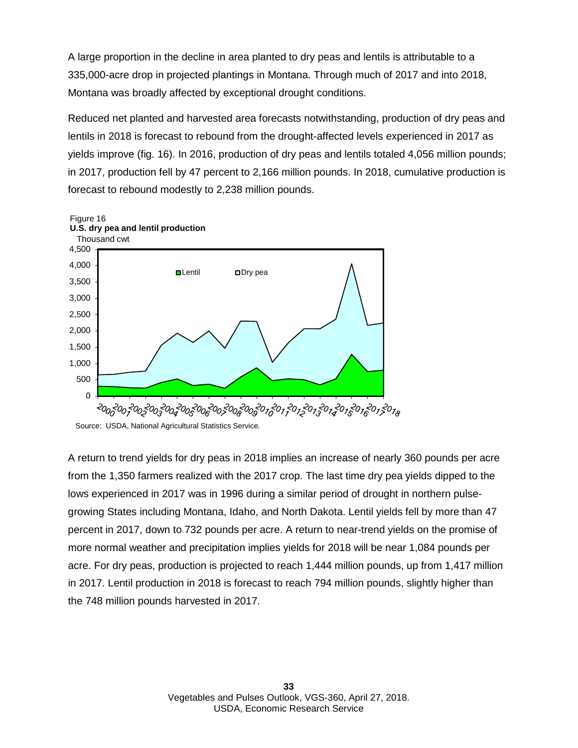A large proportion in the decline in area planted to dry peas and lentils is attributable to a 335,000-acre drop in projected plantings in Montana. Through much of 2017 and into 2018, Montana was broadly affected by exceptional drought conditions.

Reduced net planted and harvested area forecasts notwithstanding, production of dry peas and lentils in 2018 is forecast to rebound from the drought-affected levels experienced in 2017 as yields improve (fig. 16). In 2016, production of dry peas and lentils totaled 4,056 million pounds; in 2017, production fell by 47 percent to 2,166 million pounds. In 2018, cumulative production is forecast to rebound modestly to 2,238 million pounds.

Figure 16
**U.S. dry pea and lentil production**
Thousand cwt

Source: USDA, National Agricultural Statistics Service.

A return to trend yields for dry peas in 2018 implies an increase of nearly 360 pounds per acre from the 1,350 farmers realized with the 2017 crop. The last time dry pea yields dipped to the lows experienced in 2017 was in 1996 during a similar period of drought in northern pulse-growing States including Montana, Idaho, and North Dakota. Lentil yields fell by more than 47 percent in 2017, down to 732 pounds per acre. A return to near-trend yields on the promise of more normal weather and precipitation implies yields for 2018 will be near 1,084 pounds per acre. For dry peas, production is projected to reach 1,444 million pounds, up from 1,417 million in 2017. Lentil production in 2018 is forecast to reach 794 million pounds, slightly higher than the 748 million pounds harvested in 2017.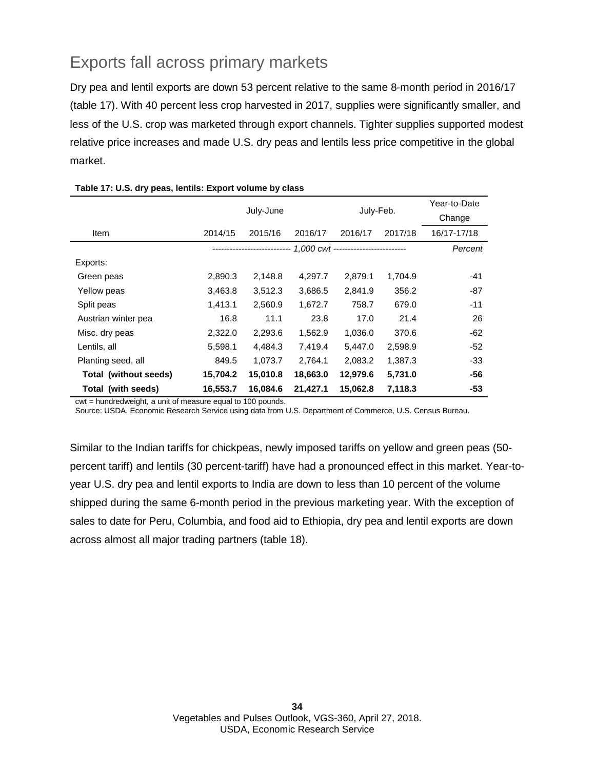## Exports fall across primary markets

Dry pea and lentil exports are down 53 percent relative to the same 8-month period in 2016/17 (table 17). With 40 percent less crop harvested in 2017, supplies were significantly smaller, and less of the U.S. crop was marketed through export channels. Tighter supplies supported modest relative price increases and made U.S. dry peas and lentils less price competitive in the global market.

**Table 17: U.S. dry peas, lentils: Export volume by class**

| Item | July-June | | | July-Feb. | | Year-to-Date Change |
|---|---|---|---|---|---|---|
| | 2014/15 | 2015/16 | 2016/17 | 2016/17 | 2017/18 | 16/17-17/18 |
| | *1,000 cwt* | | | | | *Percent* |
| Exports: | | | | | | |
| Green peas | 2,890.3 | 2,148.8 | 4,297.7 | 2,879.1 | 1,704.9 | -41 |
| Yellow peas | 3,463.8 | 3,512.3 | 3,686.5 | 2,841.9 | 356.2 | -87 |
| Split peas | 1,413.1 | 2,560.9 | 1,672.7 | 758.7 | 679.0 | -11 |
| Austrian winter pea | 16.8 | 11.1 | 23.8 | 17.0 | 21.4 | 26 |
| Misc. dry peas | 2,322.0 | 2,293.6 | 1,562.9 | 1,036.0 | 370.6 | -62 |
| Lentils, all | 5,598.1 | 4,484.3 | 7,419.4 | 5,447.0 | 2,598.9 | -52 |
| Planting seed, all | 849.5 | 1,073.7 | 2,764.1 | 2,083.2 | 1,387.3 | -33 |
| **Total (without seeds)** | **15,704.2** | **15,010.8** | **18,663.0** | **12,979.6** | **5,731.0** | **-56** |
| **Total (with seeds)** | **16,553.7** | **16,084.6** | **21,427.1** | **15,062.8** | **7,118.3** | **-53** |

cwt = hundredweight, a unit of measure equal to 100 pounds.
Source: USDA, Economic Research Service using data from U.S. Department of Commerce, U.S. Census Bureau.

Similar to the Indian tariffs for chickpeas, newly imposed tariffs on yellow and green peas (50-percent tariff) and lentils (30 percent-tariff) have had a pronounced effect in this market. Year-to-year U.S. dry pea and lentil exports to India are down to less than 10 percent of the volume shipped during the same 6-month period in the previous marketing year. With the exception of sales to date for Peru, Columbia, and food aid to Ethiopia, dry pea and lentil exports are down across almost all major trading partners (table 18).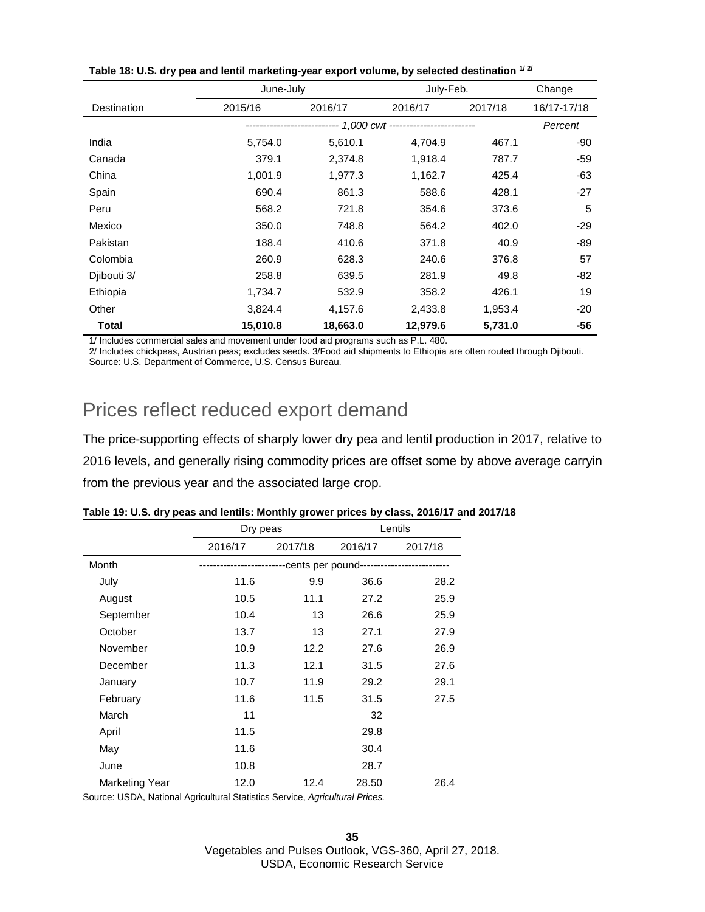**Table 18: U.S. dry pea and lentil marketing-year export volume, by selected destination [1/ 2/]**

| | June-July | | July-Feb. | | Change |
|---|---|---|---|---|---|
| Destination | 2015/16 | 2016/17 | 2016/17 | 2017/18 | 16/17-17/18 |
| | ---------------------------- *1,000 cwt* | ------------------------- | | | *Percent* |
| India | 5,754.0 | 5,610.1 | 4,704.9 | 467.1 | -90 |
| Canada | 379.1 | 2,374.8 | 1,918.4 | 787.7 | -59 |
| China | 1,001.9 | 1,977.3 | 1,162.7 | 425.4 | -63 |
| Spain | 690.4 | 861.3 | 588.6 | 428.1 | -27 |
| Peru | 568.2 | 721.8 | 354.6 | 373.6 | 5 |
| Mexico | 350.0 | 748.8 | 564.2 | 402.0 | -29 |
| Pakistan | 188.4 | 410.6 | 371.8 | 40.9 | -89 |
| Colombia | 260.9 | 628.3 | 240.6 | 376.8 | 57 |
| Djibouti 3/ | 258.8 | 639.5 | 281.9 | 49.8 | -82 |
| Ethiopia | 1,734.7 | 532.9 | 358.2 | 426.1 | 19 |
| Other | 3,824.4 | 4,157.6 | 2,433.8 | 1,953.4 | -20 |
| **Total** | **15,010.8** | **18,663.0** | **12,979.6** | **5,731.0** | **-56** |

1/ Includes commercial sales and movement under food aid programs such as P.L. 480.
2/ Includes chickpeas, Austrian peas; excludes seeds. 3/Food aid shipments to Ethiopia are often routed through Djibouti.
Source: U.S. Department of Commerce, U.S. Census Bureau.

## Prices reflect reduced export demand

The price-supporting effects of sharply lower dry pea and lentil production in 2017, relative to 2016 levels, and generally rising commodity prices are offset some by above average carryin from the previous year and the associated large crop.

**Table 19: U.S. dry peas and lentils: Monthly grower prices by class, 2016/17 and 2017/18**

| | Dry peas | | Lentils | |
|---|---|---|---|---|
| | 2016/17 | 2017/18 | 2016/17 | 2017/18 |
| Month | -------------------------cents per pound | ------------------------- | | |
| July | 11.6 | 9.9 | 36.6 | 28.2 |
| August | 10.5 | 11.1 | 27.2 | 25.9 |
| September | 10.4 | 13 | 26.6 | 25.9 |
| October | 13.7 | 13 | 27.1 | 27.9 |
| November | 10.9 | 12.2 | 27.6 | 26.9 |
| December | 11.3 | 12.1 | 31.5 | 27.6 |
| January | 10.7 | 11.9 | 29.2 | 29.1 |
| February | 11.6 | 11.5 | 31.5 | 27.5 |
| March | 11 | | 32 | |
| April | 11.5 | | 29.8 | |
| May | 11.6 | | 30.4 | |
| June | 10.8 | | 28.7 | |
| Marketing Year | 12.0 | 12.4 | 28.50 | 26.4 |

Source: USDA, National Agricultural Statistics Service, *Agricultural Prices.*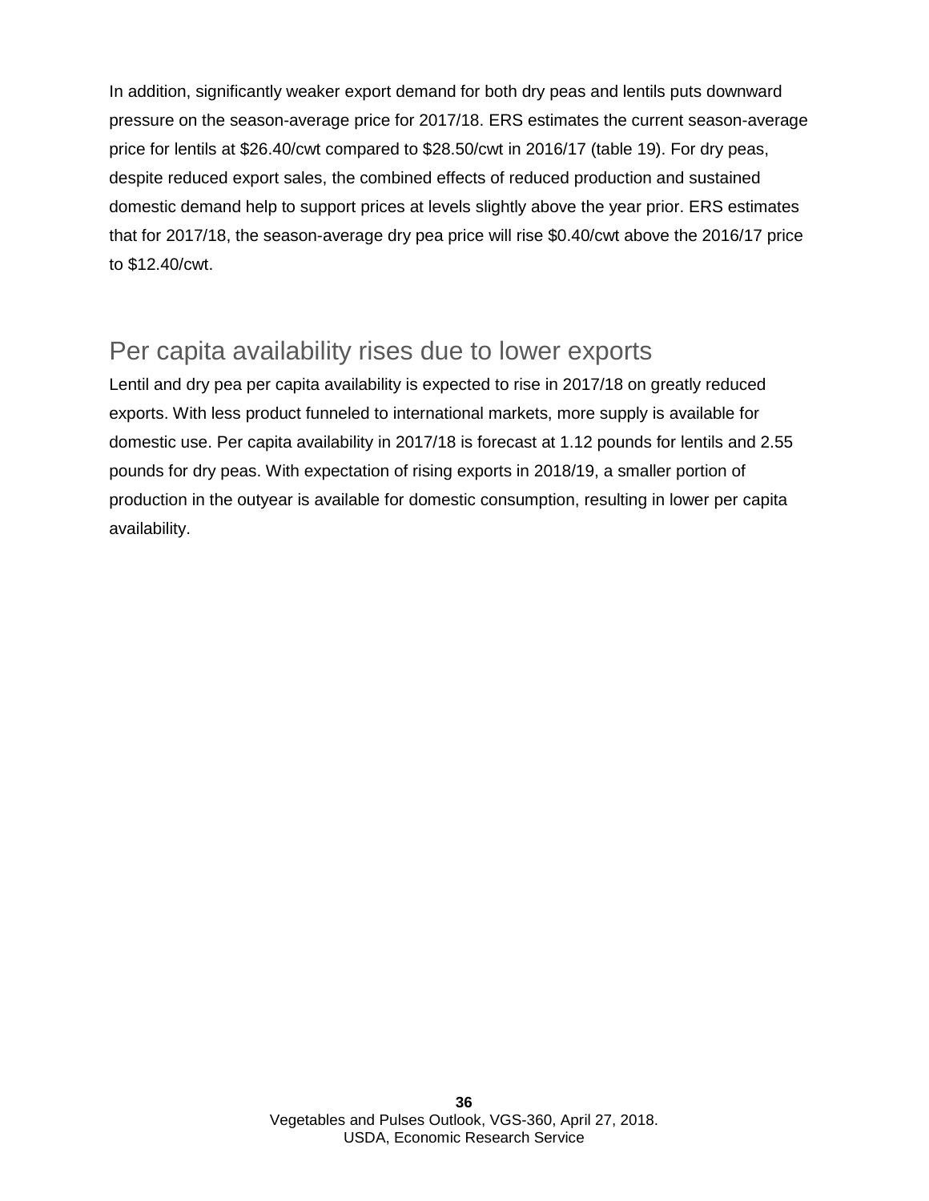In addition, significantly weaker export demand for both dry peas and lentils puts downward pressure on the season-average price for 2017/18. ERS estimates the current season-average price for lentils at $26.40/cwt compared to $28.50/cwt in 2016/17 (table 19). For dry peas, despite reduced export sales, the combined effects of reduced production and sustained domestic demand help to support prices at levels slightly above the year prior. ERS estimates that for 2017/18, the season-average dry pea price will rise $0.40/cwt above the 2016/17 price to $12.40/cwt.

## Per capita availability rises due to lower exports

Lentil and dry pea per capita availability is expected to rise in 2017/18 on greatly reduced exports. With less product funneled to international markets, more supply is available for domestic use. Per capita availability in 2017/18 is forecast at 1.12 pounds for lentils and 2.55 pounds for dry peas. With expectation of rising exports in 2018/19, a smaller portion of production in the outyear is available for domestic consumption, resulting in lower per capita availability.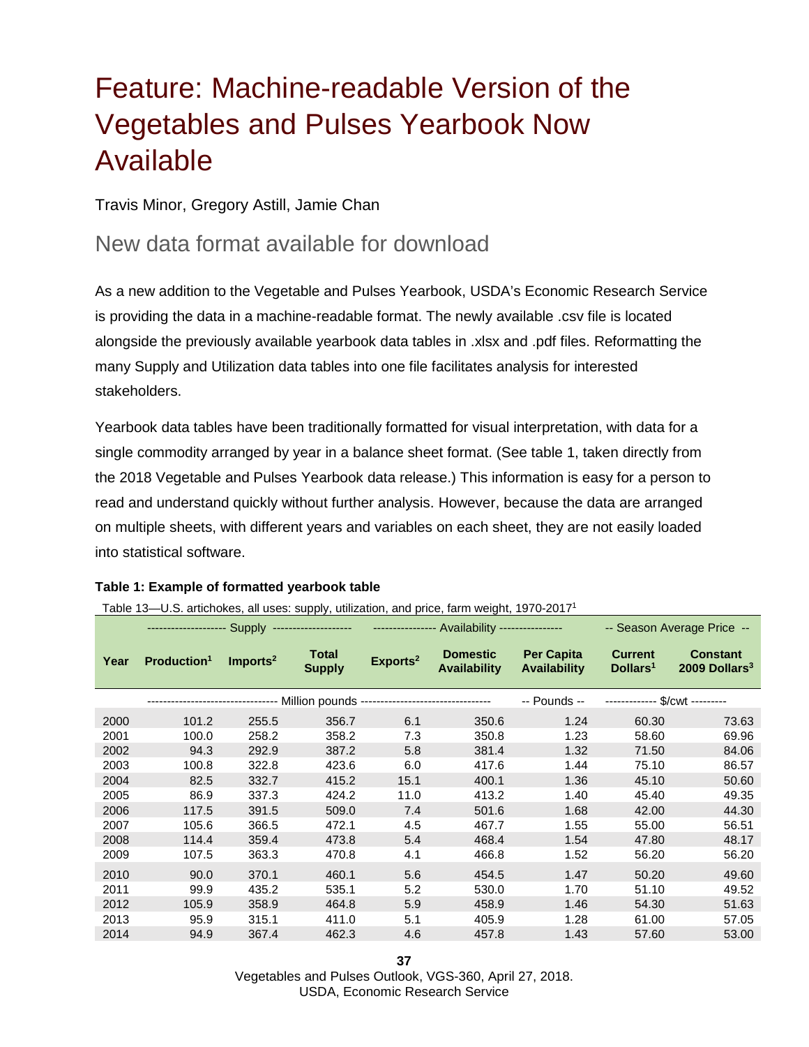# Feature: Machine-readable Version of the Vegetables and Pulses Yearbook Now Available

Travis Minor, Gregory Astill, Jamie Chan

## New data format available for download

As a new addition to the Vegetable and Pulses Yearbook, USDA's Economic Research Service is providing the data in a machine-readable format. The newly available .csv file is located alongside the previously available yearbook data tables in .xlsx and .pdf files. Reformatting the many Supply and Utilization data tables into one file facilitates analysis for interested stakeholders.

Yearbook data tables have been traditionally formatted for visual interpretation, with data for a single commodity arranged by year in a balance sheet format. (See table 1, taken directly from the 2018 Vegetable and Pulses Yearbook data release.) This information is easy for a person to read and understand quickly without further analysis. However, because the data are arranged on multiple sheets, with different years and variables on each sheet, they are not easily loaded into statistical software.

**Table 1: Example of formatted yearbook table**

Table 13—U.S. artichokes, all uses: supply, utilization, and price, farm weight, 1970-2017[1]

| | Supply | | | Availability | | | Season Average Price | |
|---|---|---|---|---|---|---|---|---|
| Year | Production[1] | Imports[2] | Total Supply | Exports[2] | Domestic Availability | Per Capita Availability | Current Dollars[1] | Constant 2009 Dollars[3] |
| | Million pounds | | | | | -- Pounds -- | $/cwt | |
| 2000 | 101.2 | 255.5 | 356.7 | 6.1 | 350.6 | 1.24 | 60.30 | 73.63 |
| 2001 | 100.0 | 258.2 | 358.2 | 7.3 | 350.8 | 1.23 | 58.60 | 69.96 |
| 2002 | 94.3 | 292.9 | 387.2 | 5.8 | 381.4 | 1.32 | 71.50 | 84.06 |
| 2003 | 100.8 | 322.8 | 423.6 | 6.0 | 417.6 | 1.44 | 75.10 | 86.57 |
| 2004 | 82.5 | 332.7 | 415.2 | 15.1 | 400.1 | 1.36 | 45.10 | 50.60 |
| 2005 | 86.9 | 337.3 | 424.2 | 11.0 | 413.2 | 1.40 | 45.40 | 49.35 |
| 2006 | 117.5 | 391.5 | 509.0 | 7.4 | 501.6 | 1.68 | 42.00 | 44.30 |
| 2007 | 105.6 | 366.5 | 472.1 | 4.5 | 467.7 | 1.55 | 55.00 | 56.51 |
| 2008 | 114.4 | 359.4 | 473.8 | 5.4 | 468.4 | 1.54 | 47.80 | 48.17 |
| 2009 | 107.5 | 363.3 | 470.8 | 4.1 | 466.8 | 1.52 | 56.20 | 56.20 |
| 2010 | 90.0 | 370.1 | 460.1 | 5.6 | 454.5 | 1.47 | 50.20 | 49.60 |
| 2011 | 99.9 | 435.2 | 535.1 | 5.2 | 530.0 | 1.70 | 51.10 | 49.52 |
| 2012 | 105.9 | 358.9 | 464.8 | 5.9 | 458.9 | 1.46 | 54.30 | 51.63 |
| 2013 | 95.9 | 315.1 | 411.0 | 5.1 | 405.9 | 1.28 | 61.00 | 57.05 |
| 2014 | 94.9 | 367.4 | 462.3 | 4.6 | 457.8 | 1.43 | 57.60 | 53.00 |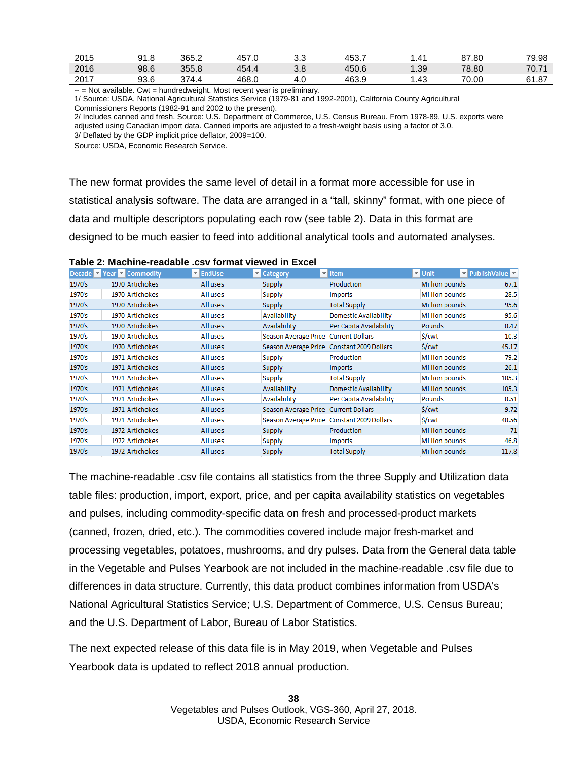| 2015 | 91.8 | 365.2 | 457.0 | 3.3 | 453.7 | 1.41 | 87.80 | 79.98 |
|---|---|---|---|---|---|---|---|---|
| 2016 | 98.6 | 355.8 | 454.4 | 3.8 | 450.6 | 1.39 | 78.80 | 70.71 |
| 2017 | 93.6 | 374.4 | 468.0 | 4.0 | 463.9 | 1.43 | 70.00 | 61.87 |

-- = Not available. Cwt = hundredweight. Most recent year is preliminary.
1/ Source: USDA, National Agricultural Statistics Service (1979-81 and 1992-2001), California County Agricultural Commissioners Reports (1982-91 and 2002 to the present).
2/ Includes canned and fresh. Source: U.S. Department of Commerce, U.S. Census Bureau. From 1978-89, U.S. exports were adjusted using Canadian import data. Canned imports are adjusted to a fresh-weight basis using a factor of 3.0.
3/ Deflated by the GDP implicit price deflator, 2009=100.
Source: USDA, Economic Research Service.

The new format provides the same level of detail in a format more accessible for use in statistical analysis software. The data are arranged in a "tall, skinny" format, with one piece of data and multiple descriptors populating each row (see table 2). Data in this format are designed to be much easier to feed into additional analytical tools and automated analyses.

**Table 2: Machine-readable .csv format viewed in Excel**

| Decade | Year | Commodity | EndUse | Category | Item | Unit | PublishValue |
|---|---|---|---|---|---|---|---|
| 1970's | 1970 | Artichokes | All uses | Supply | Production | Million pounds | 67.1 |
| 1970's | 1970 | Artichokes | All uses | Supply | Imports | Million pounds | 28.5 |
| 1970's | 1970 | Artichokes | All uses | Supply | Total Supply | Million pounds | 95.6 |
| 1970's | 1970 | Artichokes | All uses | Availability | Domestic Availability | Million pounds | 95.6 |
| 1970's | 1970 | Artichokes | All uses | Availability | Per Capita Availability | Pounds | 0.47 |
| 1970's | 1970 | Artichokes | All uses | Season Average Price | Current Dollars | $/cwt | 10.3 |
| 1970's | 1970 | Artichokes | All uses | Season Average Price | Constant 2009 Dollars | $/cwt | 45.17 |
| 1970's | 1971 | Artichokes | All uses | Supply | Production | Million pounds | 79.2 |
| 1970's | 1971 | Artichokes | All uses | Supply | Imports | Million pounds | 26.1 |
| 1970's | 1971 | Artichokes | All uses | Supply | Total Supply | Million pounds | 105.3 |
| 1970's | 1971 | Artichokes | All uses | Availability | Domestic Availability | Million pounds | 105.3 |
| 1970's | 1971 | Artichokes | All uses | Availability | Per Capita Availability | Pounds | 0.51 |
| 1970's | 1971 | Artichokes | All uses | Season Average Price | Current Dollars | $/cwt | 9.72 |
| 1970's | 1971 | Artichokes | All uses | Season Average Price | Constant 2009 Dollars | $/cwt | 40.56 |
| 1970's | 1972 | Artichokes | All uses | Supply | Production | Million pounds | 71 |
| 1970's | 1972 | Artichokes | All uses | Supply | Imports | Million pounds | 46.8 |
| 1970's | 1972 | Artichokes | All uses | Supply | Total Supply | Million pounds | 117.8 |

The machine-readable .csv file contains all statistics from the three Supply and Utilization data table files: production, import, export, price, and per capita availability statistics on vegetables and pulses, including commodity-specific data on fresh and processed-product markets (canned, frozen, dried, etc.). The commodities covered include major fresh-market and processing vegetables, potatoes, mushrooms, and dry pulses. Data from the General data table in the Vegetable and Pulses Yearbook are not included in the machine-readable .csv file due to differences in data structure. Currently, this data product combines information from USDA's National Agricultural Statistics Service; U.S. Department of Commerce, U.S. Census Bureau; and the U.S. Department of Labor, Bureau of Labor Statistics.

The next expected release of this data file is in May 2019, when Vegetable and Pulses Yearbook data is updated to reflect 2018 annual production.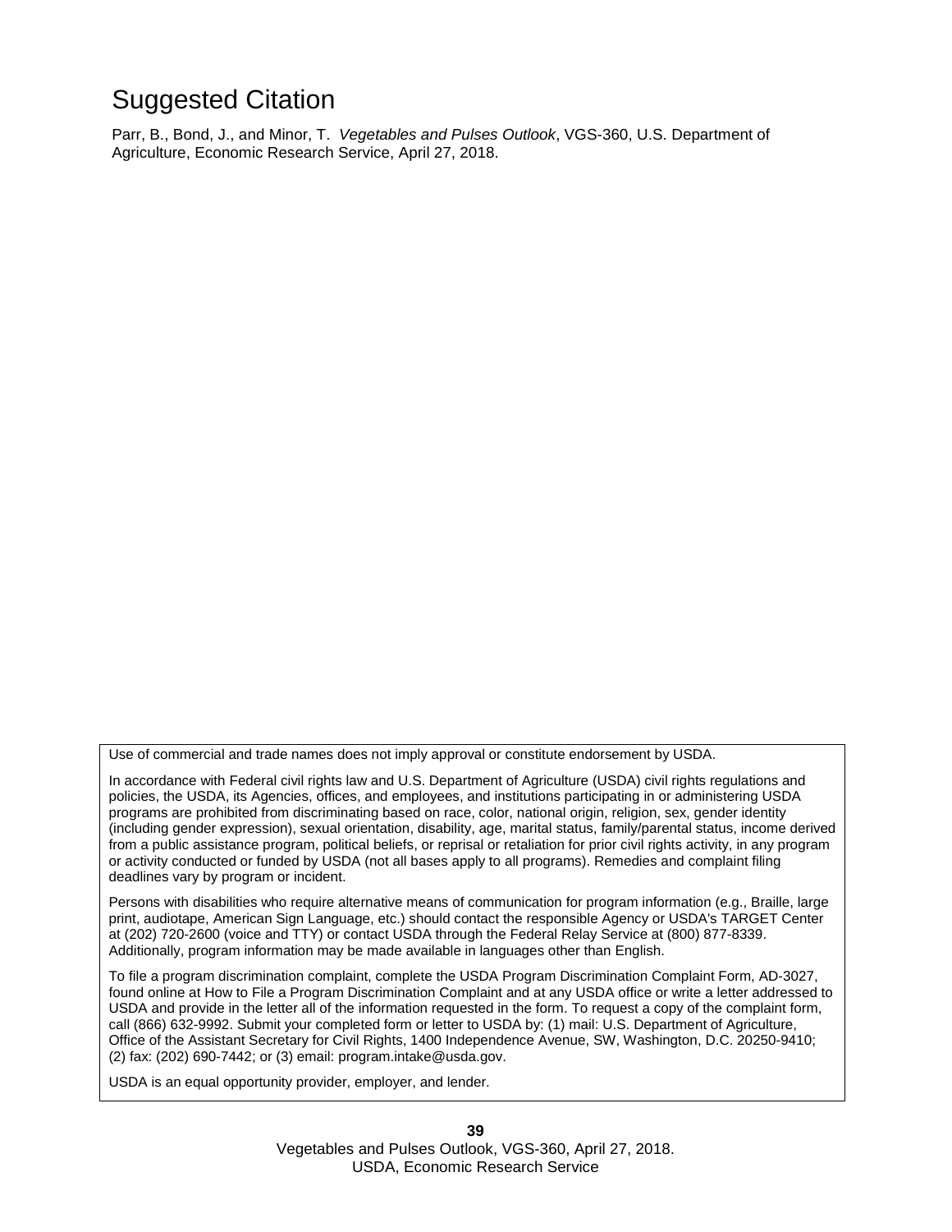## Suggested Citation

Parr, B., Bond, J., and Minor, T. *Vegetables and Pulses Outlook*, VGS-360, U.S. Department of Agriculture, Economic Research Service, April 27, 2018.

Use of commercial and trade names does not imply approval or constitute endorsement by USDA.

In accordance with Federal civil rights law and U.S. Department of Agriculture (USDA) civil rights regulations and policies, the USDA, its Agencies, offices, and employees, and institutions participating in or administering USDA programs are prohibited from discriminating based on race, color, national origin, religion, sex, gender identity (including gender expression), sexual orientation, disability, age, marital status, family/parental status, income derived from a public assistance program, political beliefs, or reprisal or retaliation for prior civil rights activity, in any program or activity conducted or funded by USDA (not all bases apply to all programs). Remedies and complaint filing deadlines vary by program or incident.

Persons with disabilities who require alternative means of communication for program information (e.g., Braille, large print, audiotape, American Sign Language, etc.) should contact the responsible Agency or USDA's TARGET Center at (202) 720-2600 (voice and TTY) or contact USDA through the Federal Relay Service at (800) 877-8339. Additionally, program information may be made available in languages other than English.

To file a program discrimination complaint, complete the USDA Program Discrimination Complaint Form, AD-3027, found online at How to File a Program Discrimination Complaint and at any USDA office or write a letter addressed to USDA and provide in the letter all of the information requested in the form. To request a copy of the complaint form, call (866) 632-9992. Submit your completed form or letter to USDA by: (1) mail: U.S. Department of Agriculture, Office of the Assistant Secretary for Civil Rights, 1400 Independence Avenue, SW, Washington, D.C. 20250-9410; (2) fax: (202) 690-7442; or (3) email: program.intake@usda.gov.

USDA is an equal opportunity provider, employer, and lender.